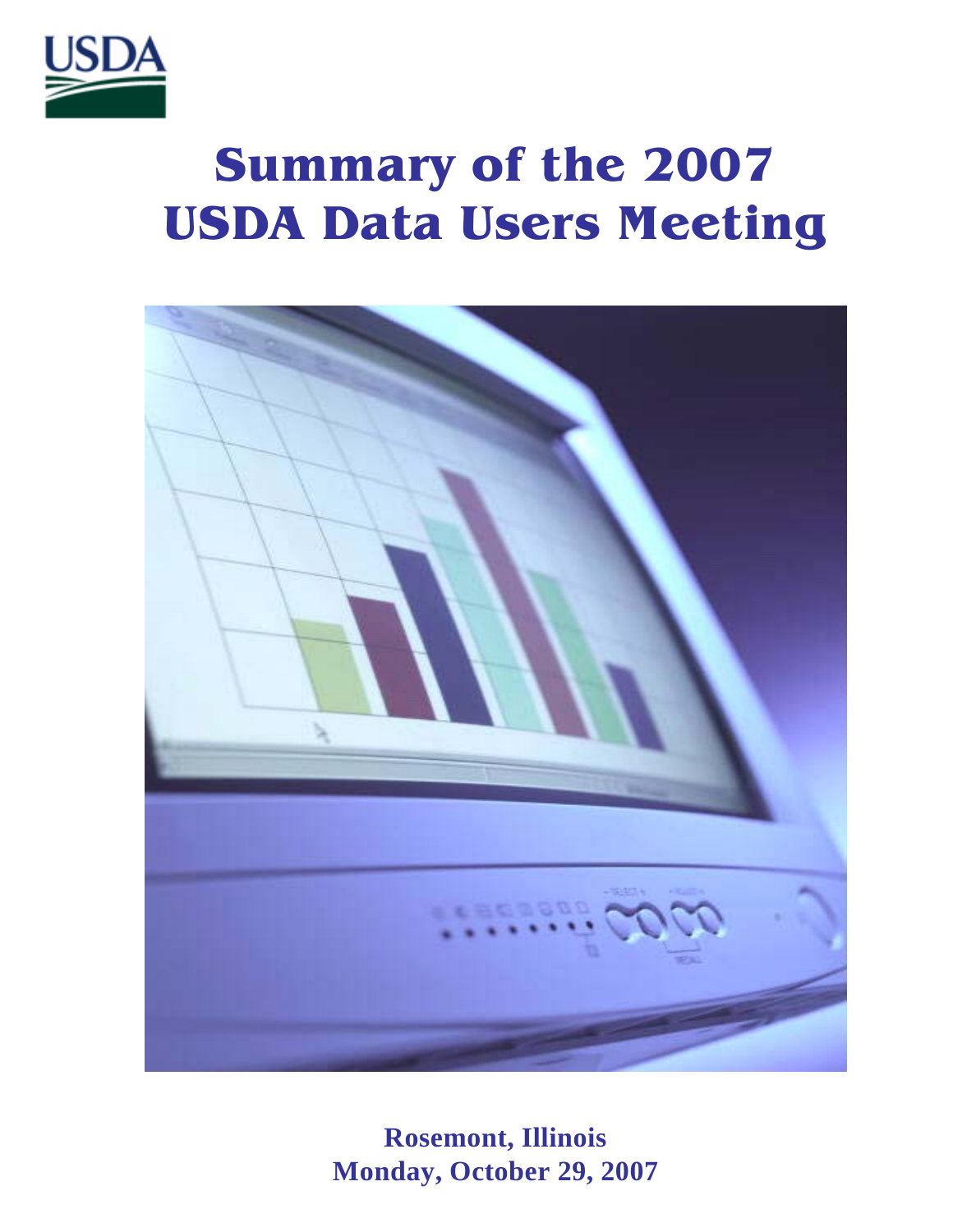USDA

# Summary of the 2007 USDA Data Users Meeting

**Rosemont, Illinois**
**Monday, October 29, 2007**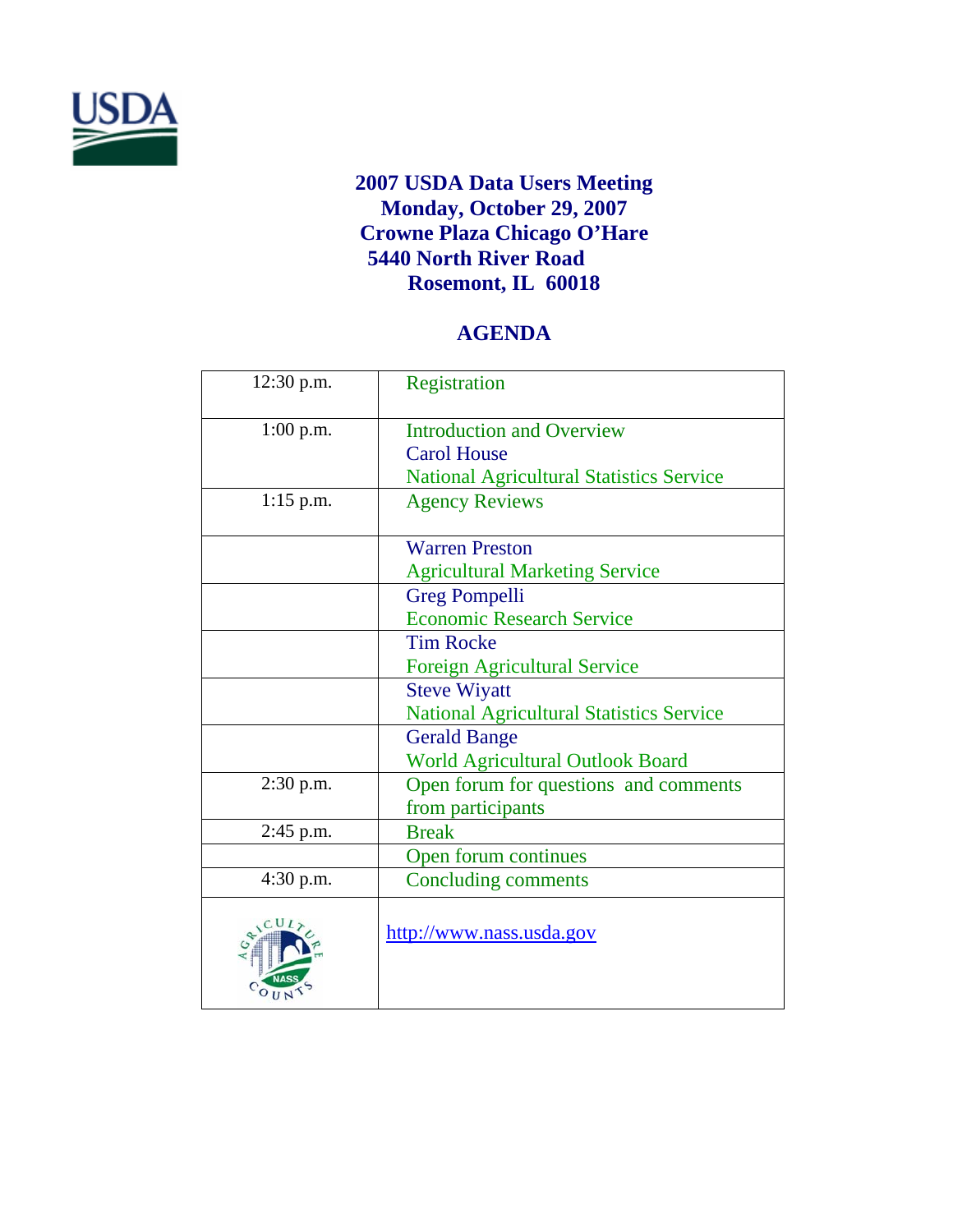# 2007 USDA Data Users Meeting
## Monday, October 29, 2007
## Crowne Plaza Chicago O'Hare
## 5440 North River Road
## Rosemont, IL 60018

## AGENDA

| Time | Item |
|---|---|
| 12:30 p.m. | Registration |
| 1:00 p.m. | Introduction and Overview<br>Carol House<br>National Agricultural Statistics Service |
| 1:15 p.m. | Agency Reviews |
| | Warren Preston<br>Agricultural Marketing Service |
| | Greg Pompelli<br>Economic Research Service |
| | Tim Rocke<br>Foreign Agricultural Service |
| | Steve Wiyatt<br>National Agricultural Statistics Service |
| | Gerald Bange<br>World Agricultural Outlook Board |
| 2:30 p.m. | Open forum for questions and comments from participants |
| 2:45 p.m. | Break |
| | Open forum continues |
| 4:30 p.m. | Concluding comments |
| | http://www.nass.usda.gov |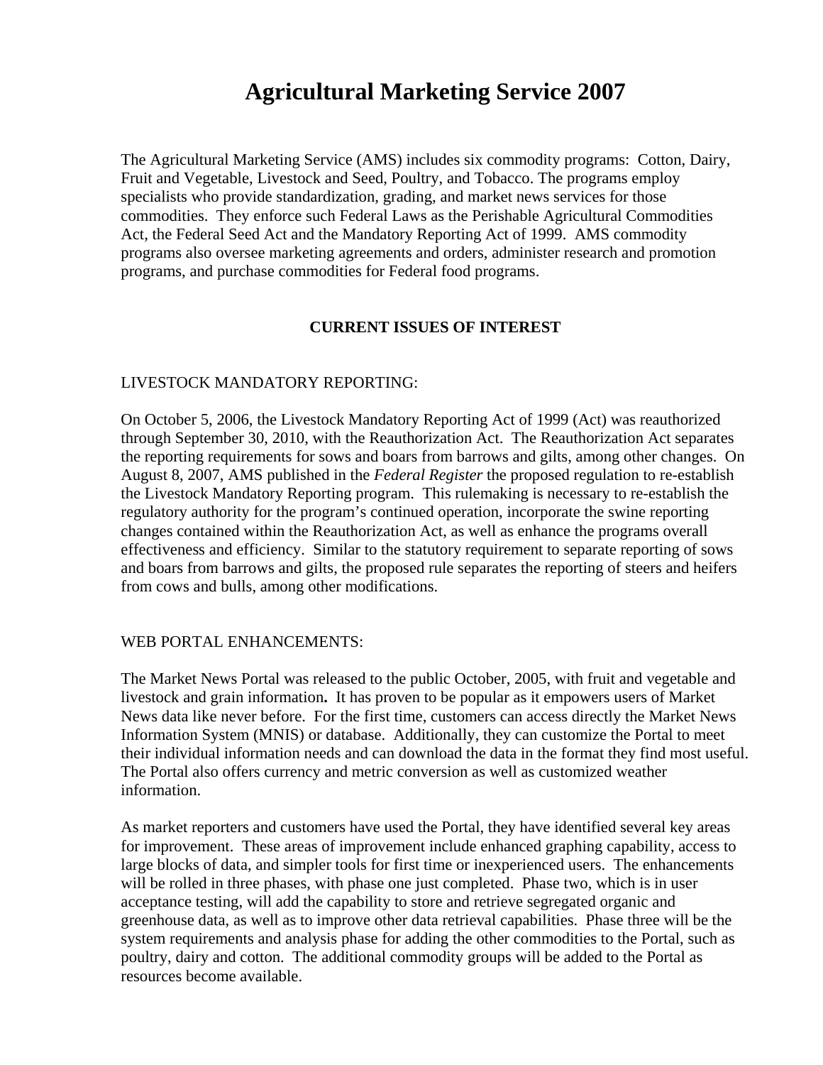# Agricultural Marketing Service 2007

The Agricultural Marketing Service (AMS) includes six commodity programs: Cotton, Dairy, Fruit and Vegetable, Livestock and Seed, Poultry, and Tobacco. The programs employ specialists who provide standardization, grading, and market news services for those commodities. They enforce such Federal Laws as the Perishable Agricultural Commodities Act, the Federal Seed Act and the Mandatory Reporting Act of 1999. AMS commodity programs also oversee marketing agreements and orders, administer research and promotion programs, and purchase commodities for Federal food programs.

## CURRENT ISSUES OF INTEREST

### LIVESTOCK MANDATORY REPORTING:

On October 5, 2006, the Livestock Mandatory Reporting Act of 1999 (Act) was reauthorized through September 30, 2010, with the Reauthorization Act. The Reauthorization Act separates the reporting requirements for sows and boars from barrows and gilts, among other changes. On August 8, 2007, AMS published in the *Federal Register* the proposed regulation to re-establish the Livestock Mandatory Reporting program. This rulemaking is necessary to re-establish the regulatory authority for the program's continued operation, incorporate the swine reporting changes contained within the Reauthorization Act, as well as enhance the programs overall effectiveness and efficiency. Similar to the statutory requirement to separate reporting of sows and boars from barrows and gilts, the proposed rule separates the reporting of steers and heifers from cows and bulls, among other modifications.

### WEB PORTAL ENHANCEMENTS:

The Market News Portal was released to the public October, 2005, with fruit and vegetable and livestock and grain information**.** It has proven to be popular as it empowers users of Market News data like never before. For the first time, customers can access directly the Market News Information System (MNIS) or database. Additionally, they can customize the Portal to meet their individual information needs and can download the data in the format they find most useful. The Portal also offers currency and metric conversion as well as customized weather information.

As market reporters and customers have used the Portal, they have identified several key areas for improvement. These areas of improvement include enhanced graphing capability, access to large blocks of data, and simpler tools for first time or inexperienced users. The enhancements will be rolled in three phases, with phase one just completed. Phase two, which is in user acceptance testing, will add the capability to store and retrieve segregated organic and greenhouse data, as well as to improve other data retrieval capabilities. Phase three will be the system requirements and analysis phase for adding the other commodities to the Portal, such as poultry, dairy and cotton. The additional commodity groups will be added to the Portal as resources become available.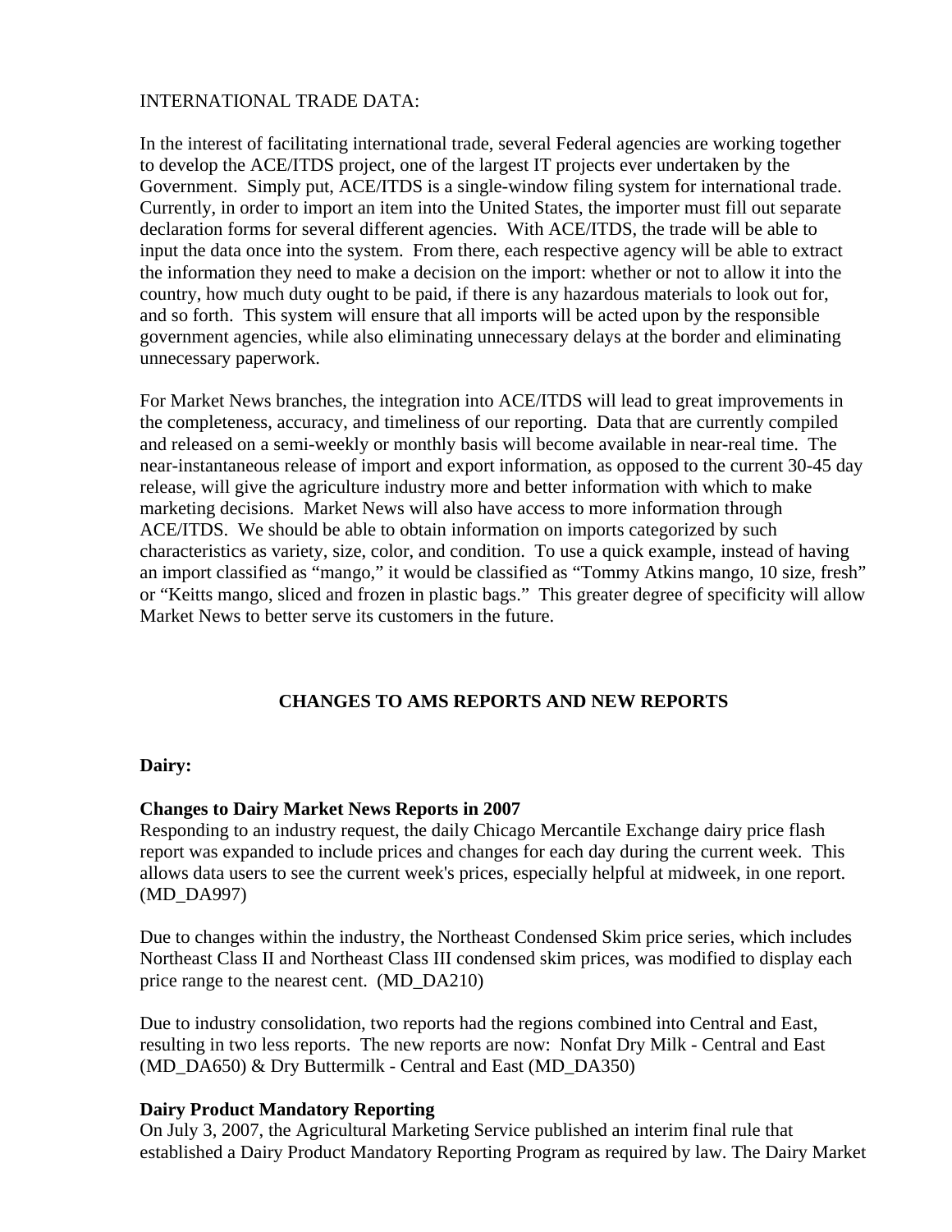INTERNATIONAL TRADE DATA:

In the interest of facilitating international trade, several Federal agencies are working together to develop the ACE/ITDS project, one of the largest IT projects ever undertaken by the Government. Simply put, ACE/ITDS is a single-window filing system for international trade. Currently, in order to import an item into the United States, the importer must fill out separate declaration forms for several different agencies. With ACE/ITDS, the trade will be able to input the data once into the system. From there, each respective agency will be able to extract the information they need to make a decision on the import: whether or not to allow it into the country, how much duty ought to be paid, if there is any hazardous materials to look out for, and so forth. This system will ensure that all imports will be acted upon by the responsible government agencies, while also eliminating unnecessary delays at the border and eliminating unnecessary paperwork.

For Market News branches, the integration into ACE/ITDS will lead to great improvements in the completeness, accuracy, and timeliness of our reporting. Data that are currently compiled and released on a semi-weekly or monthly basis will become available in near-real time. The near-instantaneous release of import and export information, as opposed to the current 30-45 day release, will give the agriculture industry more and better information with which to make marketing decisions. Market News will also have access to more information through ACE/ITDS. We should be able to obtain information on imports categorized by such characteristics as variety, size, color, and condition. To use a quick example, instead of having an import classified as "mango," it would be classified as "Tommy Atkins mango, 10 size, fresh" or "Keitts mango, sliced and frozen in plastic bags." This greater degree of specificity will allow Market News to better serve its customers in the future.

## CHANGES TO AMS REPORTS AND NEW REPORTS

### Dairy:

#### Changes to Dairy Market News Reports in 2007

Responding to an industry request, the daily Chicago Mercantile Exchange dairy price flash report was expanded to include prices and changes for each day during the current week. This allows data users to see the current week's prices, especially helpful at midweek, in one report. (MD_DA997)

Due to changes within the industry, the Northeast Condensed Skim price series, which includes Northeast Class II and Northeast Class III condensed skim prices, was modified to display each price range to the nearest cent. (MD_DA210)

Due to industry consolidation, two reports had the regions combined into Central and East, resulting in two less reports. The new reports are now: Nonfat Dry Milk - Central and East (MD_DA650) & Dry Buttermilk - Central and East (MD_DA350)

#### Dairy Product Mandatory Reporting

On July 3, 2007, the Agricultural Marketing Service published an interim final rule that established a Dairy Product Mandatory Reporting Program as required by law. The Dairy Market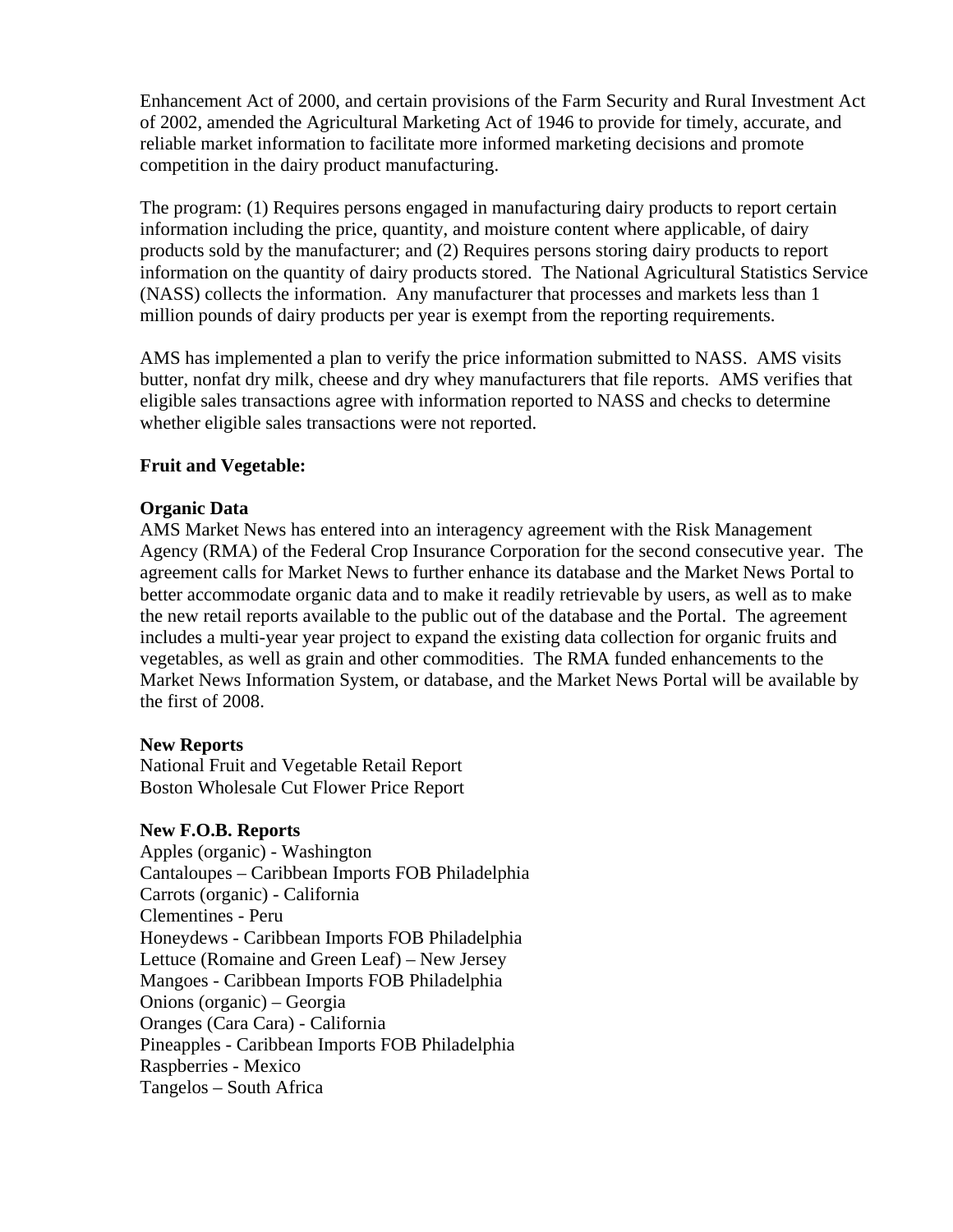Enhancement Act of 2000, and certain provisions of the Farm Security and Rural Investment Act of 2002, amended the Agricultural Marketing Act of 1946 to provide for timely, accurate, and reliable market information to facilitate more informed marketing decisions and promote competition in the dairy product manufacturing.

The program: (1) Requires persons engaged in manufacturing dairy products to report certain information including the price, quantity, and moisture content where applicable, of dairy products sold by the manufacturer; and (2) Requires persons storing dairy products to report information on the quantity of dairy products stored. The National Agricultural Statistics Service (NASS) collects the information. Any manufacturer that processes and markets less than 1 million pounds of dairy products per year is exempt from the reporting requirements.

AMS has implemented a plan to verify the price information submitted to NASS. AMS visits butter, nonfat dry milk, cheese and dry whey manufacturers that file reports. AMS verifies that eligible sales transactions agree with information reported to NASS and checks to determine whether eligible sales transactions were not reported.

**Fruit and Vegetable:**

**Organic Data**
AMS Market News has entered into an interagency agreement with the Risk Management Agency (RMA) of the Federal Crop Insurance Corporation for the second consecutive year. The agreement calls for Market News to further enhance its database and the Market News Portal to better accommodate organic data and to make it readily retrievable by users, as well as to make the new retail reports available to the public out of the database and the Portal. The agreement includes a multi-year year project to expand the existing data collection for organic fruits and vegetables, as well as grain and other commodities. The RMA funded enhancements to the Market News Information System, or database, and the Market News Portal will be available by the first of 2008.

**New Reports**
National Fruit and Vegetable Retail Report
Boston Wholesale Cut Flower Price Report

**New F.O.B. Reports**
Apples (organic) - Washington
Cantaloupes – Caribbean Imports FOB Philadelphia
Carrots (organic) - California
Clementines - Peru
Honeydews - Caribbean Imports FOB Philadelphia
Lettuce (Romaine and Green Leaf) – New Jersey
Mangoes - Caribbean Imports FOB Philadelphia
Onions (organic) – Georgia
Oranges (Cara Cara) - California
Pineapples - Caribbean Imports FOB Philadelphia
Raspberries - Mexico
Tangelos – South Africa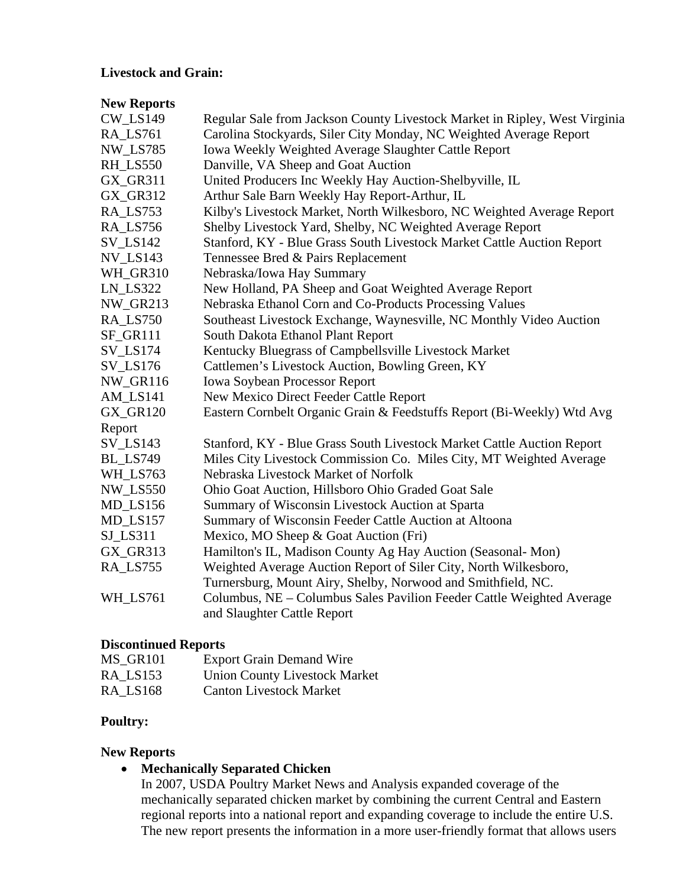**Livestock and Grain:**

**New Reports**

| | |
|---|---|
| CW_LS149 | Regular Sale from Jackson County Livestock Market in Ripley, West Virginia |
| RA_LS761 | Carolina Stockyards, Siler City Monday, NC Weighted Average Report |
| NW_LS785 | Iowa Weekly Weighted Average Slaughter Cattle Report |
| RH_LS550 | Danville, VA Sheep and Goat Auction |
| GX_GR311 | United Producers Inc Weekly Hay Auction-Shelbyville, IL |
| GX_GR312 | Arthur Sale Barn Weekly Hay Report-Arthur, IL |
| RA_LS753 | Kilby's Livestock Market, North Wilkesboro, NC Weighted Average Report |
| RA_LS756 | Shelby Livestock Yard, Shelby, NC Weighted Average Report |
| SV_LS142 | Stanford, KY - Blue Grass South Livestock Market Cattle Auction Report |
| NV_LS143 | Tennessee Bred & Pairs Replacement |
| WH_GR310 | Nebraska/Iowa Hay Summary |
| LN_LS322 | New Holland, PA Sheep and Goat Weighted Average Report |
| NW_GR213 | Nebraska Ethanol Corn and Co-Products Processing Values |
| RA_LS750 | Southeast Livestock Exchange, Waynesville, NC Monthly Video Auction |
| SF_GR111 | South Dakota Ethanol Plant Report |
| SV_LS174 | Kentucky Bluegrass of Campbellsville Livestock Market |
| SV_LS176 | Cattlemen's Livestock Auction, Bowling Green, KY |
| NW_GR116 | Iowa Soybean Processor Report |
| AM_LS141 | New Mexico Direct Feeder Cattle Report |
| GX_GR120 | Eastern Cornbelt Organic Grain & Feedstuffs Report (Bi-Weekly) Wtd Avg Report |
| SV_LS143 | Stanford, KY - Blue Grass South Livestock Market Cattle Auction Report |
| BL_LS749 | Miles City Livestock Commission Co. Miles City, MT Weighted Average |
| WH_LS763 | Nebraska Livestock Market of Norfolk |
| NW_LS550 | Ohio Goat Auction, Hillsboro Ohio Graded Goat Sale |
| MD_LS156 | Summary of Wisconsin Livestock Auction at Sparta |
| MD_LS157 | Summary of Wisconsin Feeder Cattle Auction at Altoona |
| SJ_LS311 | Mexico, MO Sheep & Goat Auction (Fri) |
| GX_GR313 | Hamilton's IL, Madison County Ag Hay Auction (Seasonal- Mon) |
| RA_LS755 | Weighted Average Auction Report of Siler City, North Wilkesboro, Turnersburg, Mount Airy, Shelby, Norwood and Smithfield, NC. |
| WH_LS761 | Columbus, NE – Columbus Sales Pavilion Feeder Cattle Weighted Average and Slaughter Cattle Report |

**Discontinued Reports**

| | |
|---|---|
| MS_GR101 | Export Grain Demand Wire |
| RA_LS153 | Union County Livestock Market |
| RA_LS168 | Canton Livestock Market |

**Poultry:**

**New Reports**

- **Mechanically Separated Chicken**
  In 2007, USDA Poultry Market News and Analysis expanded coverage of the mechanically separated chicken market by combining the current Central and Eastern regional reports into a national report and expanding coverage to include the entire U.S. The new report presents the information in a more user-friendly format that allows users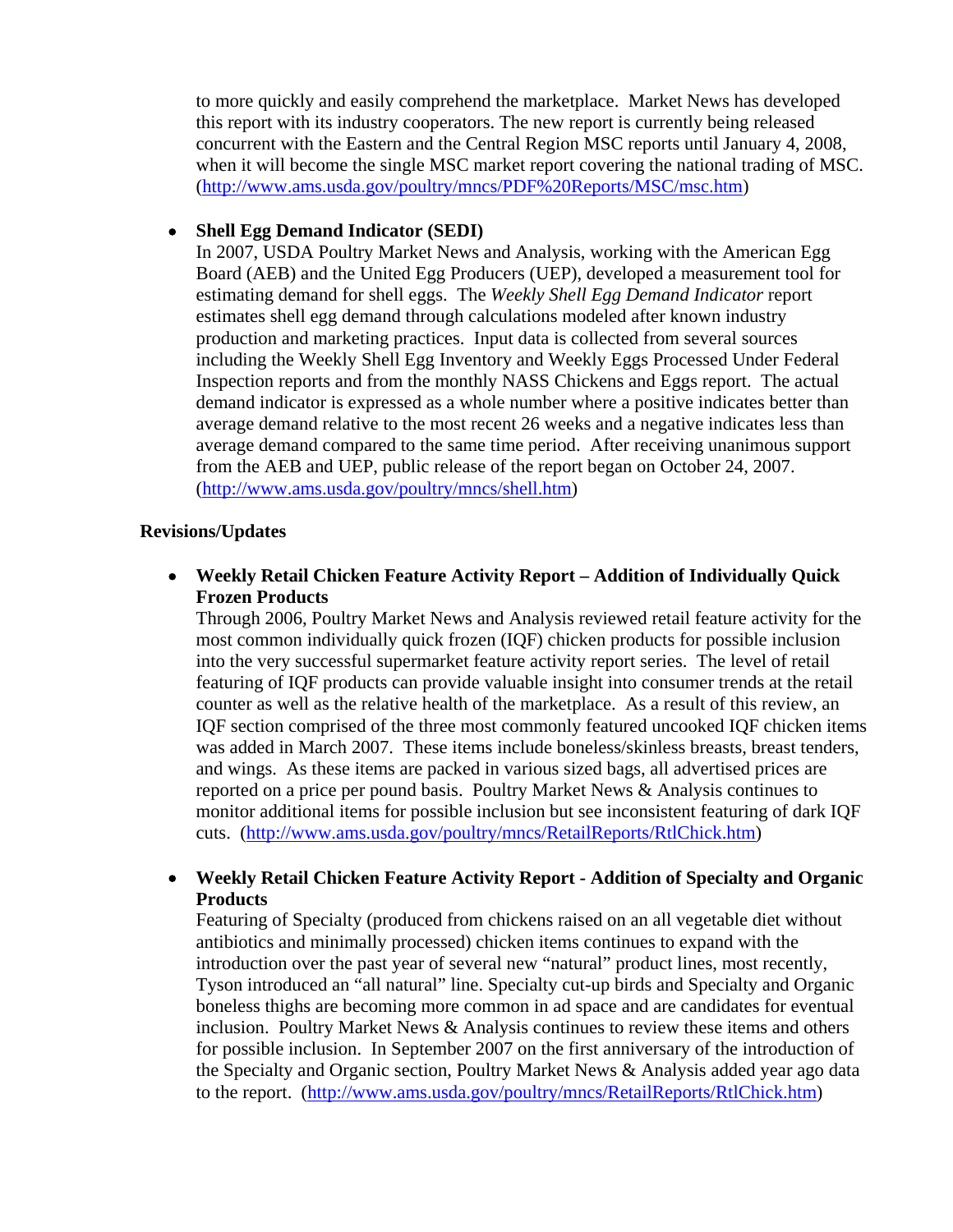to more quickly and easily comprehend the marketplace. Market News has developed this report with its industry cooperators. The new report is currently being released concurrent with the Eastern and the Central Region MSC reports until January 4, 2008, when it will become the single MSC market report covering the national trading of MSC. (http://www.ams.usda.gov/poultry/mncs/PDF%20Reports/MSC/msc.htm)

- **Shell Egg Demand Indicator (SEDI)**
  In 2007, USDA Poultry Market News and Analysis, working with the American Egg Board (AEB) and the United Egg Producers (UEP), developed a measurement tool for estimating demand for shell eggs. The *Weekly Shell Egg Demand Indicator* report estimates shell egg demand through calculations modeled after known industry production and marketing practices. Input data is collected from several sources including the Weekly Shell Egg Inventory and Weekly Eggs Processed Under Federal Inspection reports and from the monthly NASS Chickens and Eggs report. The actual demand indicator is expressed as a whole number where a positive indicates better than average demand relative to the most recent 26 weeks and a negative indicates less than average demand compared to the same time period. After receiving unanimous support from the AEB and UEP, public release of the report began on October 24, 2007. (http://www.ams.usda.gov/poultry/mncs/shell.htm)

**Revisions/Updates**

- **Weekly Retail Chicken Feature Activity Report – Addition of Individually Quick Frozen Products**
  Through 2006, Poultry Market News and Analysis reviewed retail feature activity for the most common individually quick frozen (IQF) chicken products for possible inclusion into the very successful supermarket feature activity report series. The level of retail featuring of IQF products can provide valuable insight into consumer trends at the retail counter as well as the relative health of the marketplace. As a result of this review, an IQF section comprised of the three most commonly featured uncooked IQF chicken items was added in March 2007. These items include boneless/skinless breasts, breast tenders, and wings. As these items are packed in various sized bags, all advertised prices are reported on a price per pound basis. Poultry Market News & Analysis continues to monitor additional items for possible inclusion but see inconsistent featuring of dark IQF cuts. (http://www.ams.usda.gov/poultry/mncs/RetailReports/RtlChick.htm)

- **Weekly Retail Chicken Feature Activity Report - Addition of Specialty and Organic Products**
  Featuring of Specialty (produced from chickens raised on an all vegetable diet without antibiotics and minimally processed) chicken items continues to expand with the introduction over the past year of several new "natural" product lines, most recently, Tyson introduced an "all natural" line. Specialty cut-up birds and Specialty and Organic boneless thighs are becoming more common in ad space and are candidates for eventual inclusion. Poultry Market News & Analysis continues to review these items and others for possible inclusion. In September 2007 on the first anniversary of the introduction of the Specialty and Organic section, Poultry Market News & Analysis added year ago data to the report. (http://www.ams.usda.gov/poultry/mncs/RetailReports/RtlChick.htm)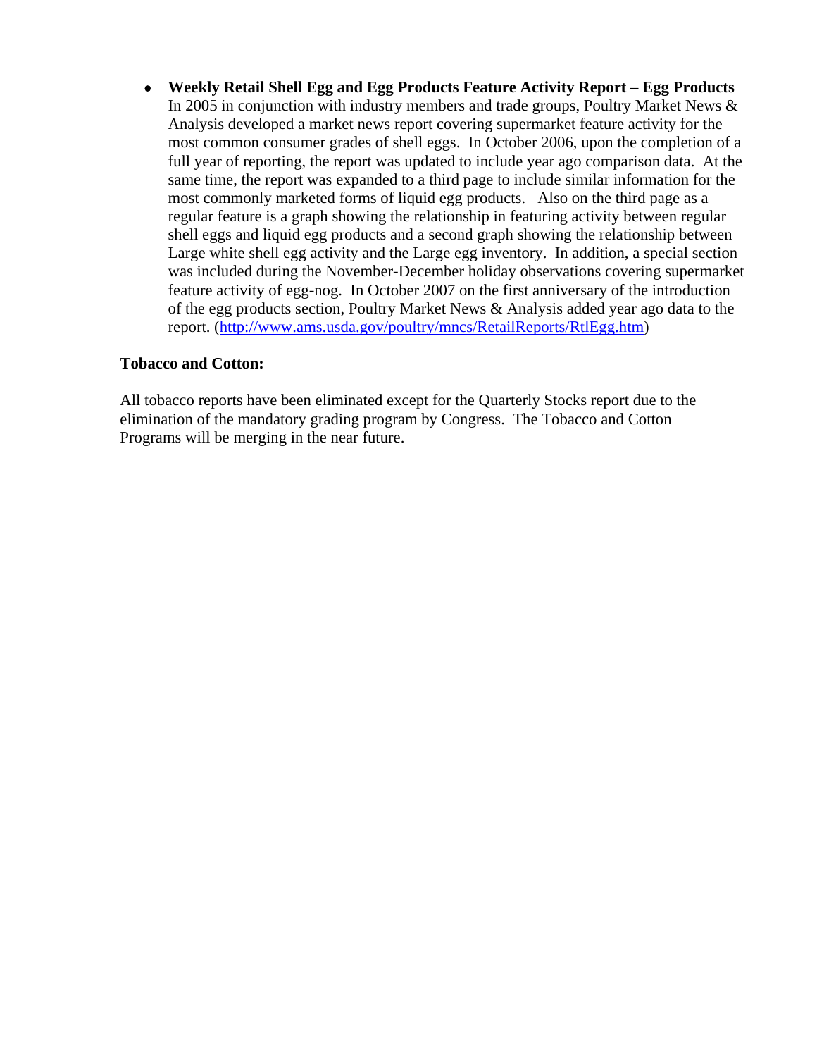- **Weekly Retail Shell Egg and Egg Products Feature Activity Report – Egg Products** In 2005 in conjunction with industry members and trade groups, Poultry Market News & Analysis developed a market news report covering supermarket feature activity for the most common consumer grades of shell eggs. In October 2006, upon the completion of a full year of reporting, the report was updated to include year ago comparison data. At the same time, the report was expanded to a third page to include similar information for the most commonly marketed forms of liquid egg products. Also on the third page as a regular feature is a graph showing the relationship in featuring activity between regular shell eggs and liquid egg products and a second graph showing the relationship between Large white shell egg activity and the Large egg inventory. In addition, a special section was included during the November-December holiday observations covering supermarket feature activity of egg-nog. In October 2007 on the first anniversary of the introduction of the egg products section, Poultry Market News & Analysis added year ago data to the report. (http://www.ams.usda.gov/poultry/mncs/RetailReports/RtlEgg.htm)

**Tobacco and Cotton:**

All tobacco reports have been eliminated except for the Quarterly Stocks report due to the elimination of the mandatory grading program by Congress. The Tobacco and Cotton Programs will be merging in the near future.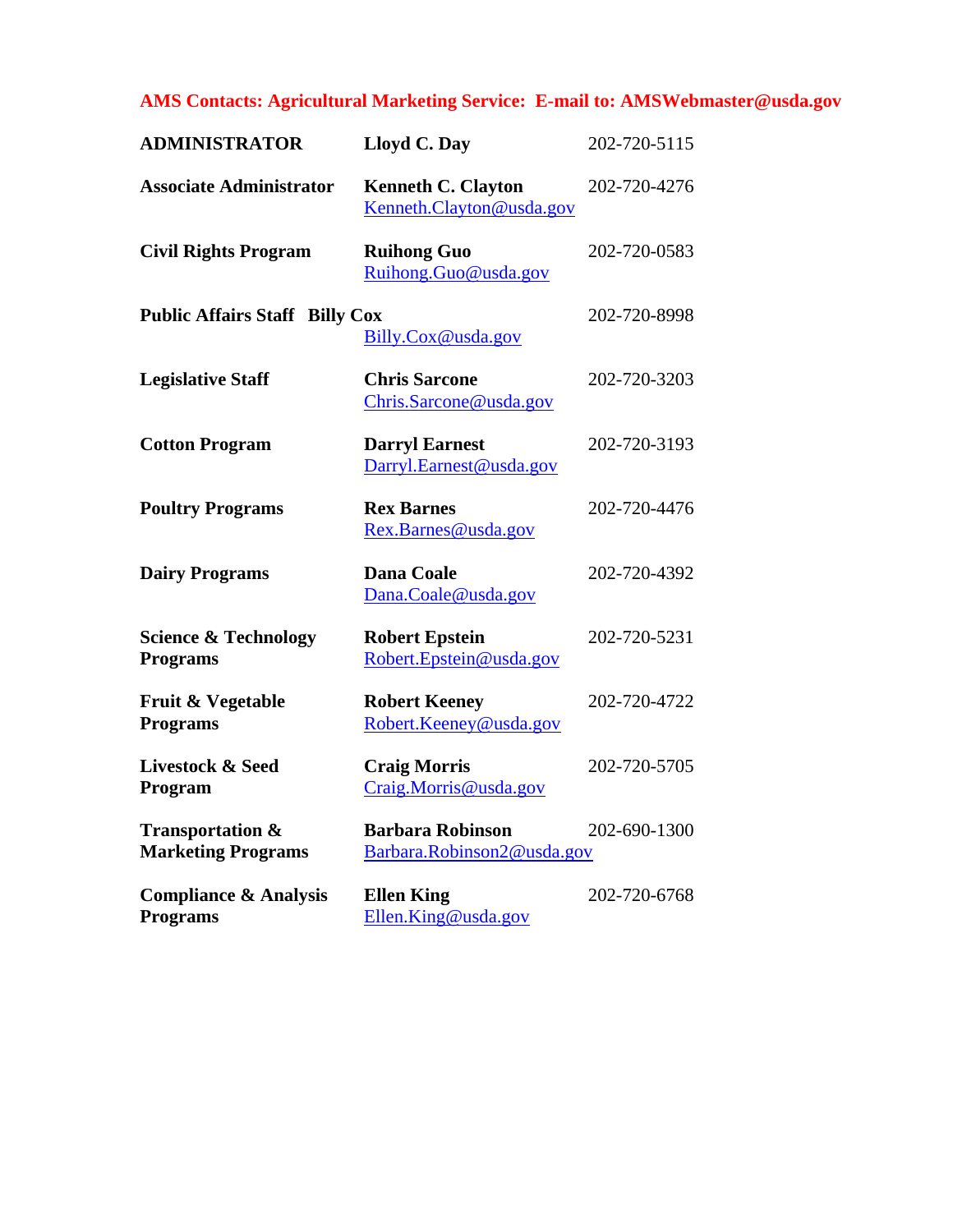**AMS Contacts: Agricultural Marketing Service: E-mail to: AMSWebmaster@usda.gov**

| | | |
|---|---|---|
| **ADMINISTRATOR** | **Lloyd C. Day** | 202-720-5115 |
| **Associate Administrator** | **Kenneth C. Clayton** Kenneth.Clayton@usda.gov | 202-720-4276 |
| **Civil Rights Program** | **Ruihong Guo** Ruihong.Guo@usda.gov | 202-720-0583 |
| **Public Affairs Staff** | **Billy Cox** Billy.Cox@usda.gov | 202-720-8998 |
| **Legislative Staff** | **Chris Sarcone** Chris.Sarcone@usda.gov | 202-720-3203 |
| **Cotton Program** | **Darryl Earnest** Darryl.Earnest@usda.gov | 202-720-3193 |
| **Poultry Programs** | **Rex Barnes** Rex.Barnes@usda.gov | 202-720-4476 |
| **Dairy Programs** | **Dana Coale** Dana.Coale@usda.gov | 202-720-4392 |
| **Science & Technology Programs** | **Robert Epstein** Robert.Epstein@usda.gov | 202-720-5231 |
| **Fruit & Vegetable Programs** | **Robert Keeney** Robert.Keeney@usda.gov | 202-720-4722 |
| **Livestock & Seed Program** | **Craig Morris** Craig.Morris@usda.gov | 202-720-5705 |
| **Transportation & Marketing Programs** | **Barbara Robinson** Barbara.Robinson2@usda.gov | 202-690-1300 |
| **Compliance & Analysis Programs** | **Ellen King** Ellen.King@usda.gov | 202-720-6768 |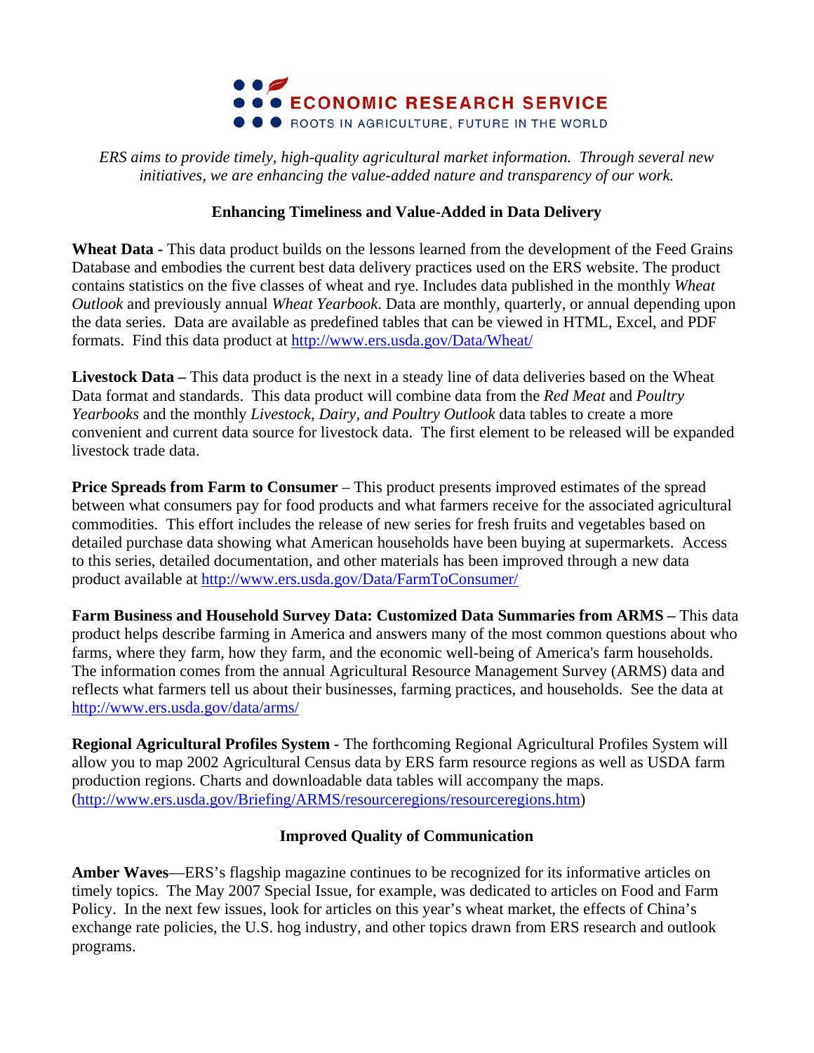**ECONOMIC RESEARCH SERVICE**
ROOTS IN AGRICULTURE, FUTURE IN THE WORLD

*ERS aims to provide timely, high-quality agricultural market information. Through several new initiatives, we are enhancing the value-added nature and transparency of our work.*

## Enhancing Timeliness and Value-Added in Data Delivery

**Wheat Data -** This data product builds on the lessons learned from the development of the Feed Grains Database and embodies the current best data delivery practices used on the ERS website. The product contains statistics on the five classes of wheat and rye. Includes data published in the monthly *Wheat Outlook* and previously annual *Wheat Yearbook*. Data are monthly, quarterly, or annual depending upon the data series. Data are available as predefined tables that can be viewed in HTML, Excel, and PDF formats. Find this data product at http://www.ers.usda.gov/Data/Wheat/

**Livestock Data –** This data product is the next in a steady line of data deliveries based on the Wheat Data format and standards. This data product will combine data from the *Red Meat* and *Poultry Yearbooks* and the monthly *Livestock, Dairy, and Poultry Outlook* data tables to create a more convenient and current data source for livestock data. The first element to be released will be expanded livestock trade data.

**Price Spreads from Farm to Consumer** – This product presents improved estimates of the spread between what consumers pay for food products and what farmers receive for the associated agricultural commodities. This effort includes the release of new series for fresh fruits and vegetables based on detailed purchase data showing what American households have been buying at supermarkets. Access to this series, detailed documentation, and other materials has been improved through a new data product available at http://www.ers.usda.gov/Data/FarmToConsumer/

**Farm Business and Household Survey Data: Customized Data Summaries from ARMS –** This data product helps describe farming in America and answers many of the most common questions about who farms, where they farm, how they farm, and the economic well-being of America's farm households. The information comes from the annual Agricultural Resource Management Survey (ARMS) data and reflects what farmers tell us about their businesses, farming practices, and households. See the data at http://www.ers.usda.gov/data/arms/

**Regional Agricultural Profiles System -** The forthcoming Regional Agricultural Profiles System will allow you to map 2002 Agricultural Census data by ERS farm resource regions as well as USDA farm production regions. Charts and downloadable data tables will accompany the maps. (http://www.ers.usda.gov/Briefing/ARMS/resourceregions/resourceregions.htm)

## Improved Quality of Communication

**Amber Waves**—ERS's flagship magazine continues to be recognized for its informative articles on timely topics. The May 2007 Special Issue, for example, was dedicated to articles on Food and Farm Policy. In the next few issues, look for articles on this year's wheat market, the effects of China's exchange rate policies, the U.S. hog industry, and other topics drawn from ERS research and outlook programs.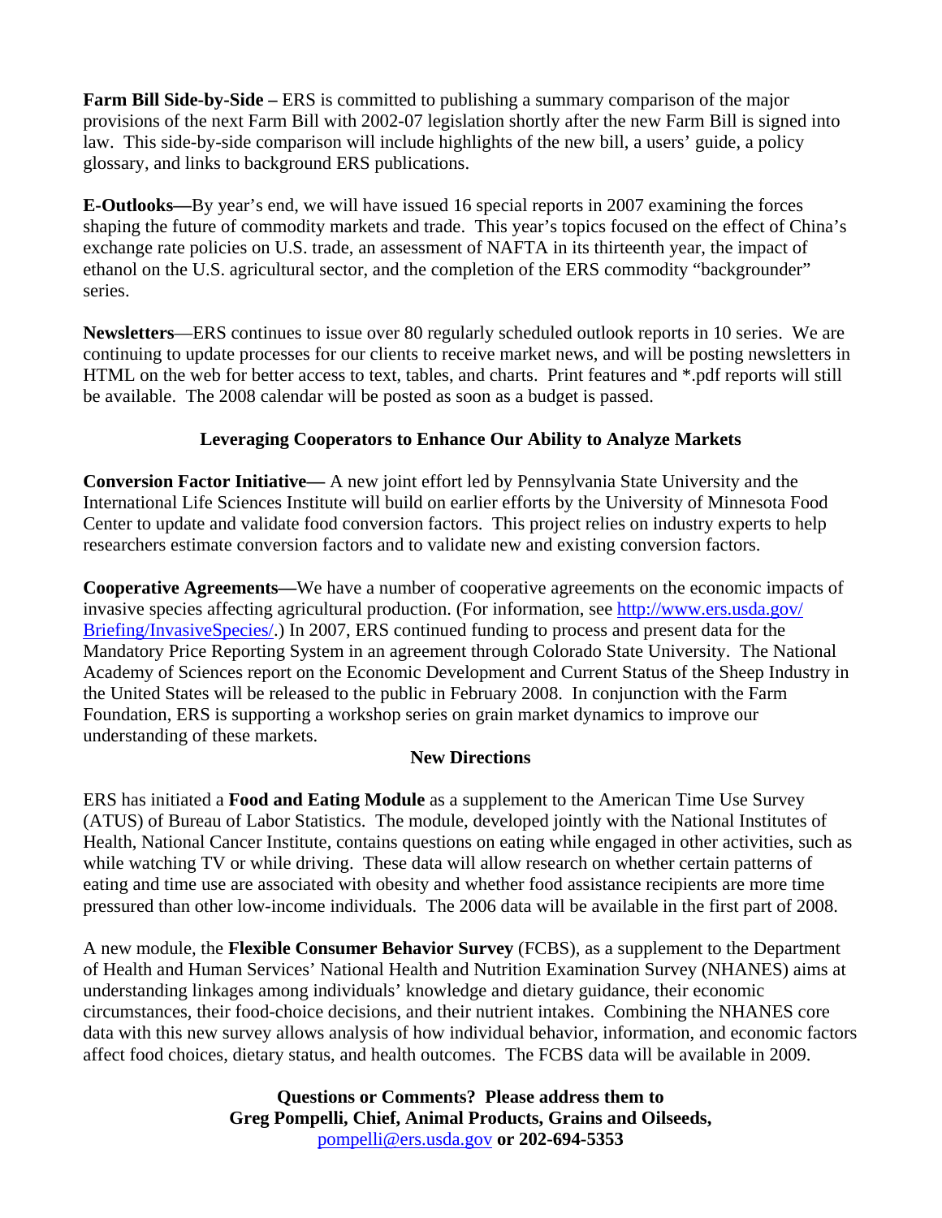**Farm Bill Side-by-Side –** ERS is committed to publishing a summary comparison of the major provisions of the next Farm Bill with 2002-07 legislation shortly after the new Farm Bill is signed into law. This side-by-side comparison will include highlights of the new bill, a users' guide, a policy glossary, and links to background ERS publications.

**E-Outlooks—**By year's end, we will have issued 16 special reports in 2007 examining the forces shaping the future of commodity markets and trade. This year's topics focused on the effect of China's exchange rate policies on U.S. trade, an assessment of NAFTA in its thirteenth year, the impact of ethanol on the U.S. agricultural sector, and the completion of the ERS commodity "backgrounder" series.

**Newsletters**—ERS continues to issue over 80 regularly scheduled outlook reports in 10 series. We are continuing to update processes for our clients to receive market news, and will be posting newsletters in HTML on the web for better access to text, tables, and charts. Print features and *.pdf reports will still be available. The 2008 calendar will be posted as soon as a budget is passed.

### Leveraging Cooperators to Enhance Our Ability to Analyze Markets

**Conversion Factor Initiative—** A new joint effort led by Pennsylvania State University and the International Life Sciences Institute will build on earlier efforts by the University of Minnesota Food Center to update and validate food conversion factors. This project relies on industry experts to help researchers estimate conversion factors and to validate new and existing conversion factors.

**Cooperative Agreements—**We have a number of cooperative agreements on the economic impacts of invasive species affecting agricultural production. (For information, see http://www.ers.usda.gov/Briefing/InvasiveSpecies/.) In 2007, ERS continued funding to process and present data for the Mandatory Price Reporting System in an agreement through Colorado State University. The National Academy of Sciences report on the Economic Development and Current Status of the Sheep Industry in the United States will be released to the public in February 2008. In conjunction with the Farm Foundation, ERS is supporting a workshop series on grain market dynamics to improve our understanding of these markets.

### New Directions

ERS has initiated a **Food and Eating Module** as a supplement to the American Time Use Survey (ATUS) of Bureau of Labor Statistics. The module, developed jointly with the National Institutes of Health, National Cancer Institute, contains questions on eating while engaged in other activities, such as while watching TV or while driving. These data will allow research on whether certain patterns of eating and time use are associated with obesity and whether food assistance recipients are more time pressured than other low-income individuals. The 2006 data will be available in the first part of 2008.

A new module, the **Flexible Consumer Behavior Survey** (FCBS), as a supplement to the Department of Health and Human Services' National Health and Nutrition Examination Survey (NHANES) aims at understanding linkages among individuals' knowledge and dietary guidance, their economic circumstances, their food-choice decisions, and their nutrient intakes. Combining the NHANES core data with this new survey allows analysis of how individual behavior, information, and economic factors affect food choices, dietary status, and health outcomes. The FCBS data will be available in 2009.

**Questions or Comments? Please address them to**
**Greg Pompelli, Chief, Animal Products, Grains and Oilseeds,**
pompelli@ers.usda.gov **or 202-694-5353**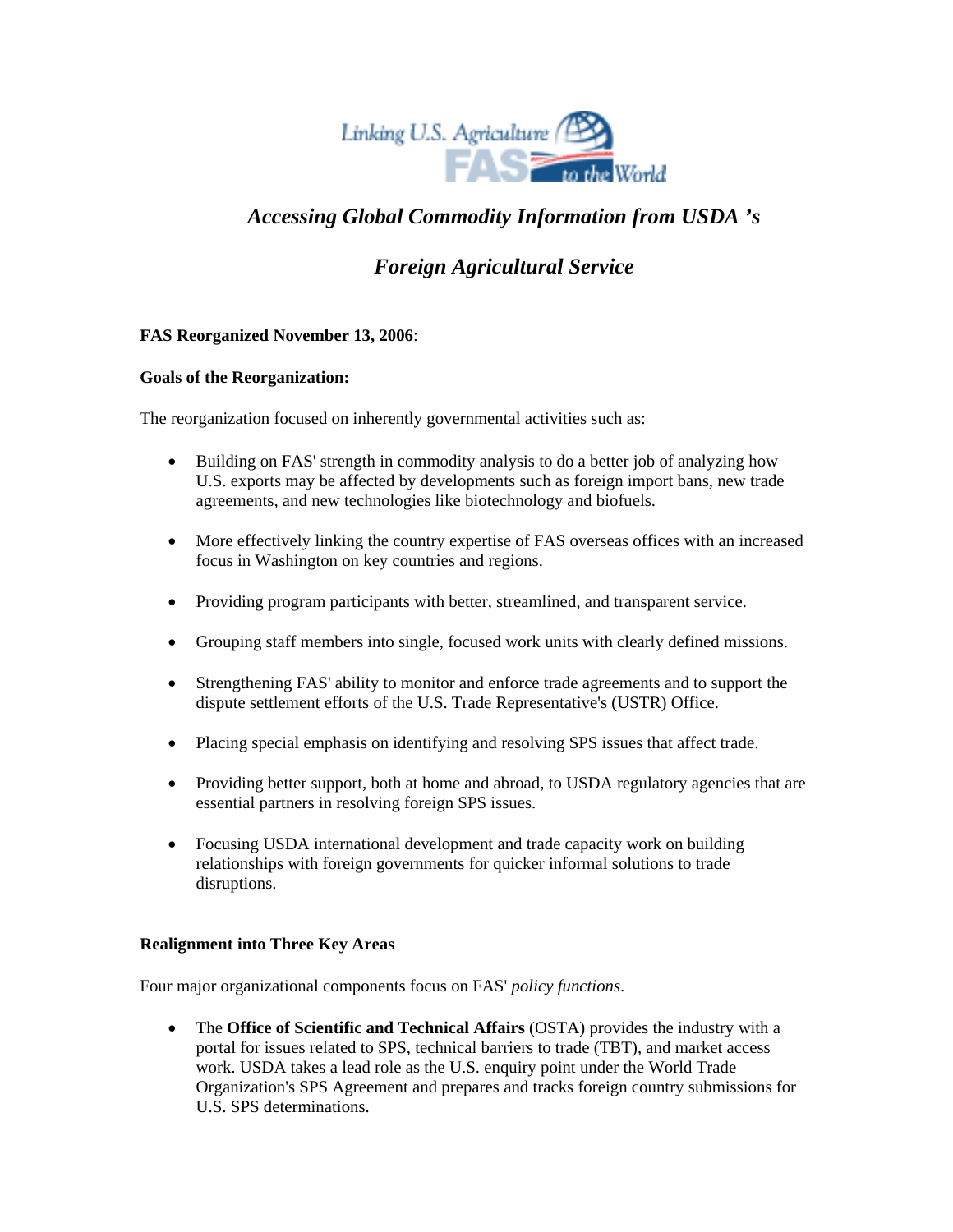# *Accessing Global Commodity Information from USDA 's Foreign Agricultural Service*

**FAS Reorganized November 13, 2006**:

**Goals of the Reorganization:**

The reorganization focused on inherently governmental activities such as:

- Building on FAS' strength in commodity analysis to do a better job of analyzing how U.S. exports may be affected by developments such as foreign import bans, new trade agreements, and new technologies like biotechnology and biofuels.
- More effectively linking the country expertise of FAS overseas offices with an increased focus in Washington on key countries and regions.
- Providing program participants with better, streamlined, and transparent service.
- Grouping staff members into single, focused work units with clearly defined missions.
- Strengthening FAS' ability to monitor and enforce trade agreements and to support the dispute settlement efforts of the U.S. Trade Representative's (USTR) Office.
- Placing special emphasis on identifying and resolving SPS issues that affect trade.
- Providing better support, both at home and abroad, to USDA regulatory agencies that are essential partners in resolving foreign SPS issues.
- Focusing USDA international development and trade capacity work on building relationships with foreign governments for quicker informal solutions to trade disruptions.

**Realignment into Three Key Areas**

Four major organizational components focus on FAS' *policy functions*.

- The **Office of Scientific and Technical Affairs** (OSTA) provides the industry with a portal for issues related to SPS, technical barriers to trade (TBT), and market access work. USDA takes a lead role as the U.S. enquiry point under the World Trade Organization's SPS Agreement and prepares and tracks foreign country submissions for U.S. SPS determinations.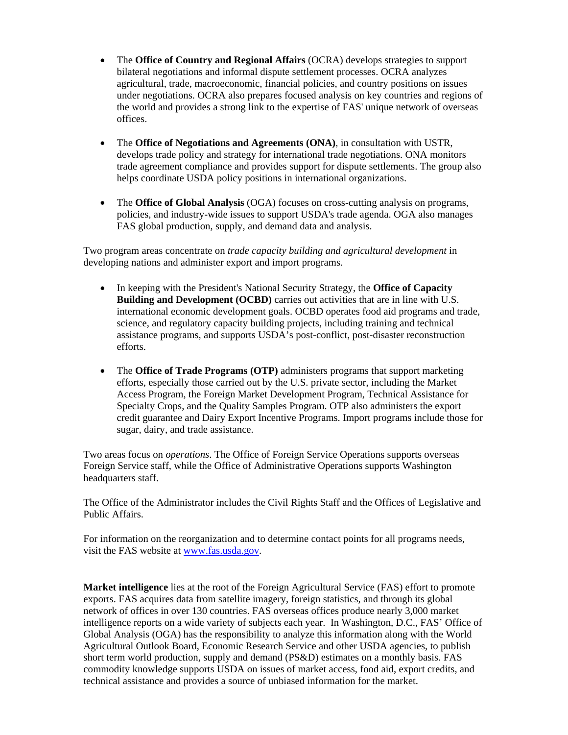- The **Office of Country and Regional Affairs** (OCRA) develops strategies to support bilateral negotiations and informal dispute settlement processes. OCRA analyzes agricultural, trade, macroeconomic, financial policies, and country positions on issues under negotiations. OCRA also prepares focused analysis on key countries and regions of the world and provides a strong link to the expertise of FAS' unique network of overseas offices.

- The **Office of Negotiations and Agreements (ONA)**, in consultation with USTR, develops trade policy and strategy for international trade negotiations. ONA monitors trade agreement compliance and provides support for dispute settlements. The group also helps coordinate USDA policy positions in international organizations.

- The **Office of Global Analysis** (OGA) focuses on cross-cutting analysis on programs, policies, and industry-wide issues to support USDA's trade agenda. OGA also manages FAS global production, supply, and demand data and analysis.

Two program areas concentrate on *trade capacity building and agricultural development* in developing nations and administer export and import programs.

- In keeping with the President's National Security Strategy, the **Office of Capacity Building and Development (OCBD)** carries out activities that are in line with U.S. international economic development goals. OCBD operates food aid programs and trade, science, and regulatory capacity building projects, including training and technical assistance programs, and supports USDA's post-conflict, post-disaster reconstruction efforts.

- The **Office of Trade Programs (OTP)** administers programs that support marketing efforts, especially those carried out by the U.S. private sector, including the Market Access Program, the Foreign Market Development Program, Technical Assistance for Specialty Crops, and the Quality Samples Program. OTP also administers the export credit guarantee and Dairy Export Incentive Programs. Import programs include those for sugar, dairy, and trade assistance.

Two areas focus on *operations*. The Office of Foreign Service Operations supports overseas Foreign Service staff, while the Office of Administrative Operations supports Washington headquarters staff.

The Office of the Administrator includes the Civil Rights Staff and the Offices of Legislative and Public Affairs.

For information on the reorganization and to determine contact points for all programs needs, visit the FAS website at [www.fas.usda.gov](http://www.fas.usda.gov).

**Market intelligence** lies at the root of the Foreign Agricultural Service (FAS) effort to promote exports. FAS acquires data from satellite imagery, foreign statistics, and through its global network of offices in over 130 countries. FAS overseas offices produce nearly 3,000 market intelligence reports on a wide variety of subjects each year. In Washington, D.C., FAS' Office of Global Analysis (OGA) has the responsibility to analyze this information along with the World Agricultural Outlook Board, Economic Research Service and other USDA agencies, to publish short term world production, supply and demand (PS&D) estimates on a monthly basis. FAS commodity knowledge supports USDA on issues of market access, food aid, export credits, and technical assistance and provides a source of unbiased information for the market.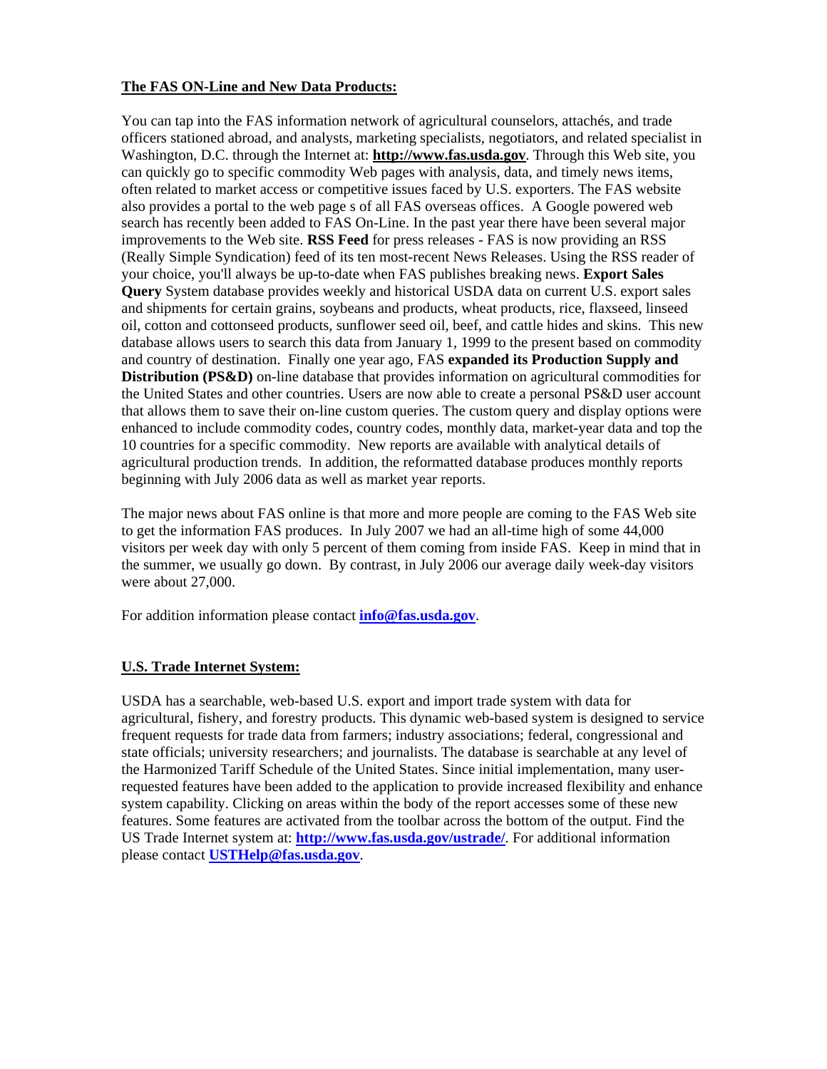**The FAS ON-Line and New Data Products:**

You can tap into the FAS information network of agricultural counselors, attachés, and trade officers stationed abroad, and analysts, marketing specialists, negotiators, and related specialist in Washington, D.C. through the Internet at: **http://www.fas.usda.gov**. Through this Web site, you can quickly go to specific commodity Web pages with analysis, data, and timely news items, often related to market access or competitive issues faced by U.S. exporters. The FAS website also provides a portal to the web page s of all FAS overseas offices. A Google powered web search has recently been added to FAS On-Line. In the past year there have been several major improvements to the Web site. **RSS Feed** for press releases - FAS is now providing an RSS (Really Simple Syndication) feed of its ten most-recent News Releases. Using the RSS reader of your choice, you'll always be up-to-date when FAS publishes breaking news. **Export Sales Query** System database provides weekly and historical USDA data on current U.S. export sales and shipments for certain grains, soybeans and products, wheat products, rice, flaxseed, linseed oil, cotton and cottonseed products, sunflower seed oil, beef, and cattle hides and skins. This new database allows users to search this data from January 1, 1999 to the present based on commodity and country of destination. Finally one year ago, FAS **expanded its Production Supply and Distribution (PS&D)** on-line database that provides information on agricultural commodities for the United States and other countries. Users are now able to create a personal PS&D user account that allows them to save their on-line custom queries. The custom query and display options were enhanced to include commodity codes, country codes, monthly data, market-year data and top the 10 countries for a specific commodity. New reports are available with analytical details of agricultural production trends. In addition, the reformatted database produces monthly reports beginning with July 2006 data as well as market year reports.

The major news about FAS online is that more and more people are coming to the FAS Web site to get the information FAS produces. In July 2007 we had an all-time high of some 44,000 visitors per week day with only 5 percent of them coming from inside FAS. Keep in mind that in the summer, we usually go down. By contrast, in July 2006 our average daily week-day visitors were about 27,000.

For addition information please contact **info@fas.usda.gov**.

**U.S. Trade Internet System:**

USDA has a searchable, web-based U.S. export and import trade system with data for agricultural, fishery, and forestry products. This dynamic web-based system is designed to service frequent requests for trade data from farmers; industry associations; federal, congressional and state officials; university researchers; and journalists. The database is searchable at any level of the Harmonized Tariff Schedule of the United States. Since initial implementation, many user-requested features have been added to the application to provide increased flexibility and enhance system capability. Clicking on areas within the body of the report accesses some of these new features. Some features are activated from the toolbar across the bottom of the output. Find the US Trade Internet system at: **http://www.fas.usda.gov/ustrade/**. For additional information please contact **USTHelp@fas.usda.gov**.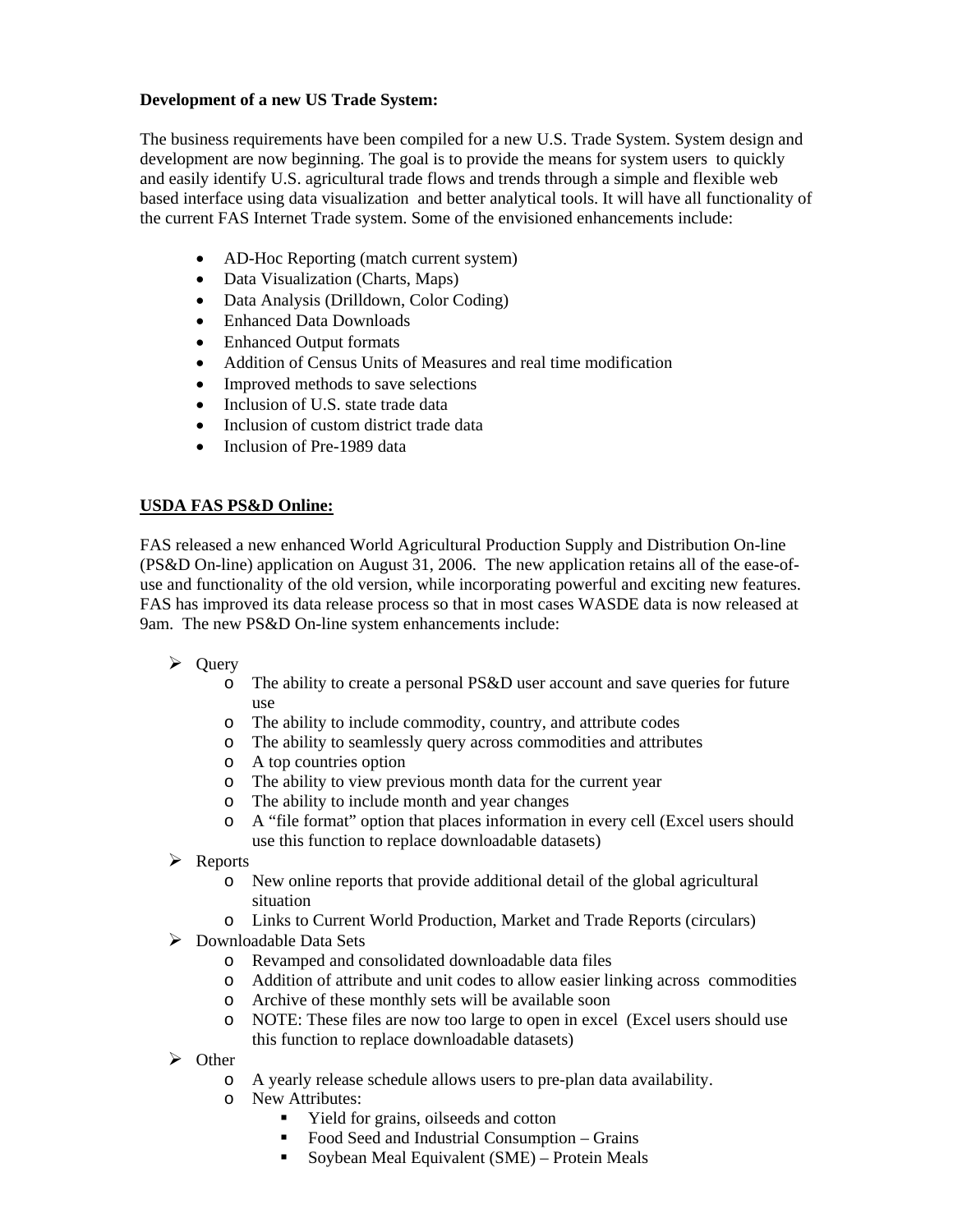**Development of a new US Trade System:**

The business requirements have been compiled for a new U.S. Trade System. System design and development are now beginning. The goal is to provide the means for system users to quickly and easily identify U.S. agricultural trade flows and trends through a simple and flexible web based interface using data visualization and better analytical tools. It will have all functionality of the current FAS Internet Trade system. Some of the envisioned enhancements include:

- AD-Hoc Reporting (match current system)
- Data Visualization (Charts, Maps)
- Data Analysis (Drilldown, Color Coding)
- Enhanced Data Downloads
- Enhanced Output formats
- Addition of Census Units of Measures and real time modification
- Improved methods to save selections
- Inclusion of U.S. state trade data
- Inclusion of custom district trade data
- Inclusion of Pre-1989 data

**USDA FAS PS&D Online:**

FAS released a new enhanced World Agricultural Production Supply and Distribution On-line (PS&D On-line) application on August 31, 2006. The new application retains all of the ease-of-use and functionality of the old version, while incorporating powerful and exciting new features. FAS has improved its data release process so that in most cases WASDE data is now released at 9am. The new PS&D On-line system enhancements include:

- Query
  - The ability to create a personal PS&D user account and save queries for future use
  - The ability to include commodity, country, and attribute codes
  - The ability to seamlessly query across commodities and attributes
  - A top countries option
  - The ability to view previous month data for the current year
  - The ability to include month and year changes
  - A "file format" option that places information in every cell (Excel users should use this function to replace downloadable datasets)
- Reports
  - New online reports that provide additional detail of the global agricultural situation
  - Links to Current World Production, Market and Trade Reports (circulars)
- Downloadable Data Sets
  - Revamped and consolidated downloadable data files
  - Addition of attribute and unit codes to allow easier linking across commodities
  - Archive of these monthly sets will be available soon
  - NOTE: These files are now too large to open in excel (Excel users should use this function to replace downloadable datasets)
- Other
  - A yearly release schedule allows users to pre-plan data availability.
  - New Attributes:
    - Yield for grains, oilseeds and cotton
    - Food Seed and Industrial Consumption – Grains
    - Soybean Meal Equivalent (SME) – Protein Meals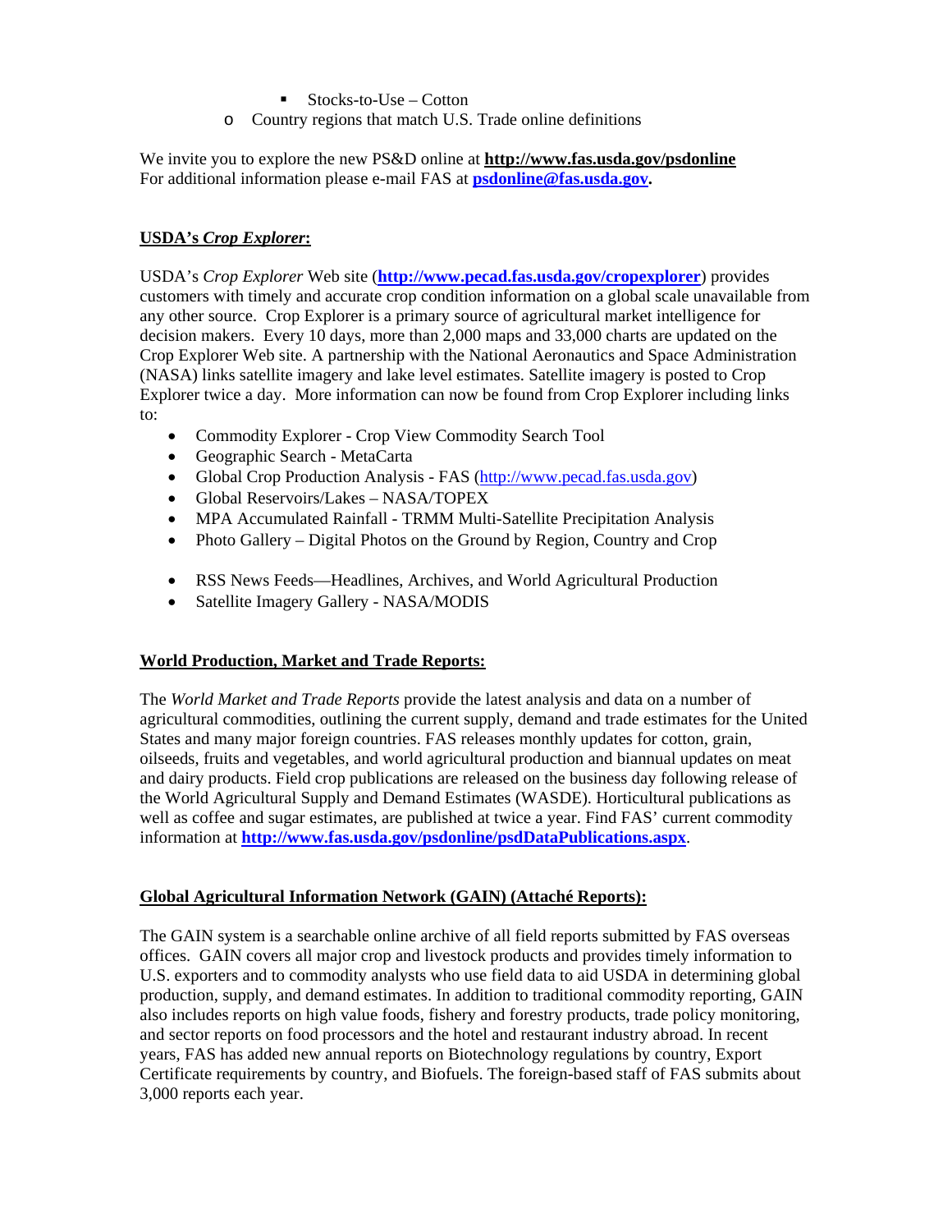- Stocks-to-Use – Cotton
  - Country regions that match U.S. Trade online definitions

We invite you to explore the new PS&D online at **http://www.fas.usda.gov/psdonline**
For additional information please e-mail FAS at **psdonline@fas.usda.gov.**

**USDA's *Crop Explorer*:**

USDA's *Crop Explorer* Web site (**http://www.pecad.fas.usda.gov/cropexplorer**) provides customers with timely and accurate crop condition information on a global scale unavailable from any other source. Crop Explorer is a primary source of agricultural market intelligence for decision makers. Every 10 days, more than 2,000 maps and 33,000 charts are updated on the Crop Explorer Web site. A partnership with the National Aeronautics and Space Administration (NASA) links satellite imagery and lake level estimates. Satellite imagery is posted to Crop Explorer twice a day. More information can now be found from Crop Explorer including links to:

- Commodity Explorer - Crop View Commodity Search Tool
- Geographic Search - MetaCarta
- Global Crop Production Analysis - FAS (http://www.pecad.fas.usda.gov)
- Global Reservoirs/Lakes – NASA/TOPEX
- MPA Accumulated Rainfall - TRMM Multi-Satellite Precipitation Analysis
- Photo Gallery – Digital Photos on the Ground by Region, Country and Crop
- RSS News Feeds—Headlines, Archives, and World Agricultural Production
- Satellite Imagery Gallery - NASA/MODIS

**World Production, Market and Trade Reports:**

The *World Market and Trade Reports* provide the latest analysis and data on a number of agricultural commodities, outlining the current supply, demand and trade estimates for the United States and many major foreign countries. FAS releases monthly updates for cotton, grain, oilseeds, fruits and vegetables, and world agricultural production and biannual updates on meat and dairy products. Field crop publications are released on the business day following release of the World Agricultural Supply and Demand Estimates (WASDE). Horticultural publications as well as coffee and sugar estimates, are published at twice a year. Find FAS' current commodity information at **http://www.fas.usda.gov/psdonline/psdDataPublications.aspx**.

**Global Agricultural Information Network (GAIN) (Attaché Reports):**

The GAIN system is a searchable online archive of all field reports submitted by FAS overseas offices. GAIN covers all major crop and livestock products and provides timely information to U.S. exporters and to commodity analysts who use field data to aid USDA in determining global production, supply, and demand estimates. In addition to traditional commodity reporting, GAIN also includes reports on high value foods, fishery and forestry products, trade policy monitoring, and sector reports on food processors and the hotel and restaurant industry abroad. In recent years, FAS has added new annual reports on Biotechnology regulations by country, Export Certificate requirements by country, and Biofuels. The foreign-based staff of FAS submits about 3,000 reports each year.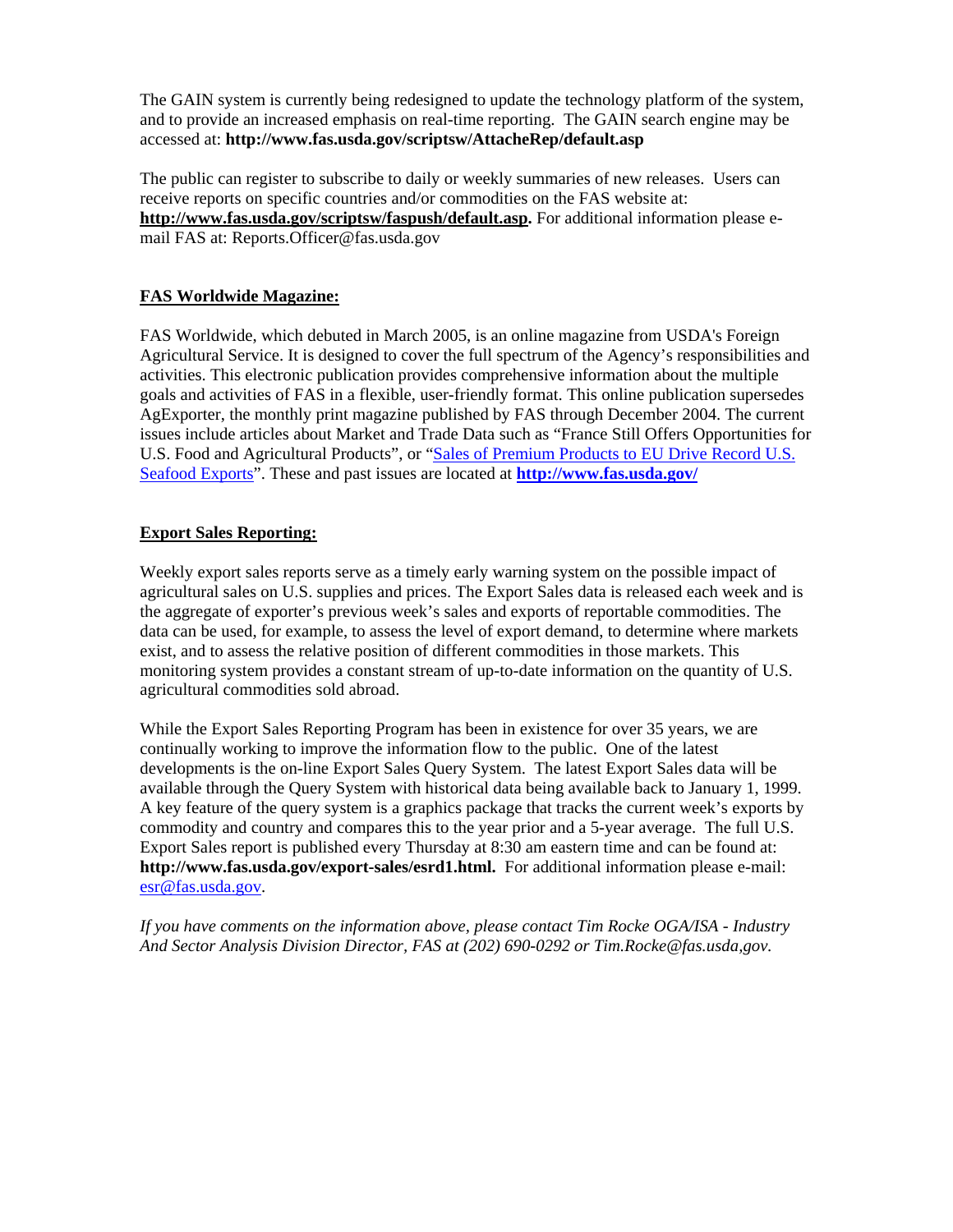The GAIN system is currently being redesigned to update the technology platform of the system, and to provide an increased emphasis on real-time reporting. The GAIN search engine may be accessed at: **http://www.fas.usda.gov/scriptsw/AttacheRep/default.asp**

The public can register to subscribe to daily or weekly summaries of new releases. Users can receive reports on specific countries and/or commodities on the FAS website at: **http://www.fas.usda.gov/scriptsw/faspush/default.asp.** For additional information please e-mail FAS at: Reports.Officer@fas.usda.gov

## FAS Worldwide Magazine:

FAS Worldwide, which debuted in March 2005, is an online magazine from USDA's Foreign Agricultural Service. It is designed to cover the full spectrum of the Agency's responsibilities and activities. This electronic publication provides comprehensive information about the multiple goals and activities of FAS in a flexible, user-friendly format. This online publication supersedes AgExporter, the monthly print magazine published by FAS through December 2004. The current issues include articles about Market and Trade Data such as "France Still Offers Opportunities for U.S. Food and Agricultural Products", or "Sales of Premium Products to EU Drive Record U.S. Seafood Exports". These and past issues are located at **http://www.fas.usda.gov/**

## Export Sales Reporting:

Weekly export sales reports serve as a timely early warning system on the possible impact of agricultural sales on U.S. supplies and prices. The Export Sales data is released each week and is the aggregate of exporter's previous week's sales and exports of reportable commodities. The data can be used, for example, to assess the level of export demand, to determine where markets exist, and to assess the relative position of different commodities in those markets. This monitoring system provides a constant stream of up-to-date information on the quantity of U.S. agricultural commodities sold abroad.

While the Export Sales Reporting Program has been in existence for over 35 years, we are continually working to improve the information flow to the public. One of the latest developments is the on-line Export Sales Query System. The latest Export Sales data will be available through the Query System with historical data being available back to January 1, 1999. A key feature of the query system is a graphics package that tracks the current week's exports by commodity and country and compares this to the year prior and a 5-year average. The full U.S. Export Sales report is published every Thursday at 8:30 am eastern time and can be found at: **http://www.fas.usda.gov/export-sales/esrd1.html.** For additional information please e-mail: esr@fas.usda.gov.

*If you have comments on the information above, please contact Tim Rocke OGA/ISA - Industry And Sector Analysis Division Director, FAS at (202) 690-0292 or Tim.Rocke@fas.usda,gov.*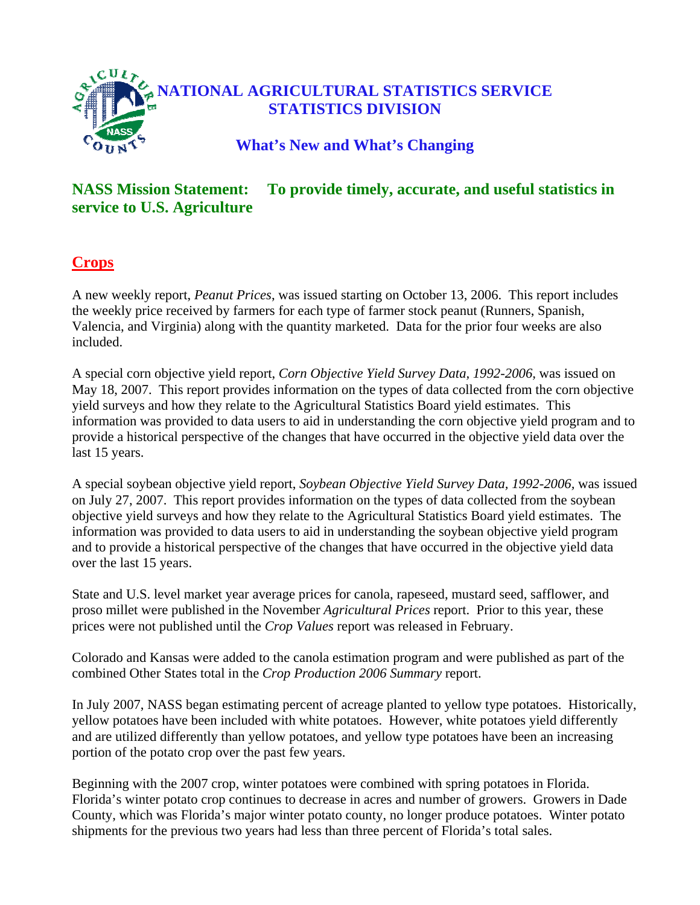# NATIONAL AGRICULTURAL STATISTICS SERVICE
# STATISTICS DIVISION

## What's New and What's Changing

**NASS Mission Statement: To provide timely, accurate, and useful statistics in service to U.S. Agriculture**

## Crops

A new weekly report, *Peanut Prices*, was issued starting on October 13, 2006. This report includes the weekly price received by farmers for each type of farmer stock peanut (Runners, Spanish, Valencia, and Virginia) along with the quantity marketed. Data for the prior four weeks are also included.

A special corn objective yield report, *Corn Objective Yield Survey Data, 1992-2006*, was issued on May 18, 2007. This report provides information on the types of data collected from the corn objective yield surveys and how they relate to the Agricultural Statistics Board yield estimates. This information was provided to data users to aid in understanding the corn objective yield program and to provide a historical perspective of the changes that have occurred in the objective yield data over the last 15 years.

A special soybean objective yield report, *Soybean Objective Yield Survey Data, 1992-2006*, was issued on July 27, 2007. This report provides information on the types of data collected from the soybean objective yield surveys and how they relate to the Agricultural Statistics Board yield estimates. The information was provided to data users to aid in understanding the soybean objective yield program and to provide a historical perspective of the changes that have occurred in the objective yield data over the last 15 years.

State and U.S. level market year average prices for canola, rapeseed, mustard seed, safflower, and proso millet were published in the November *Agricultural Prices* report. Prior to this year, these prices were not published until the *Crop Values* report was released in February.

Colorado and Kansas were added to the canola estimation program and were published as part of the combined Other States total in the *Crop Production 2006 Summary* report.

In July 2007, NASS began estimating percent of acreage planted to yellow type potatoes. Historically, yellow potatoes have been included with white potatoes. However, white potatoes yield differently and are utilized differently than yellow potatoes, and yellow type potatoes have been an increasing portion of the potato crop over the past few years.

Beginning with the 2007 crop, winter potatoes were combined with spring potatoes in Florida. Florida's winter potato crop continues to decrease in acres and number of growers. Growers in Dade County, which was Florida's major winter potato county, no longer produce potatoes. Winter potato shipments for the previous two years had less than three percent of Florida's total sales.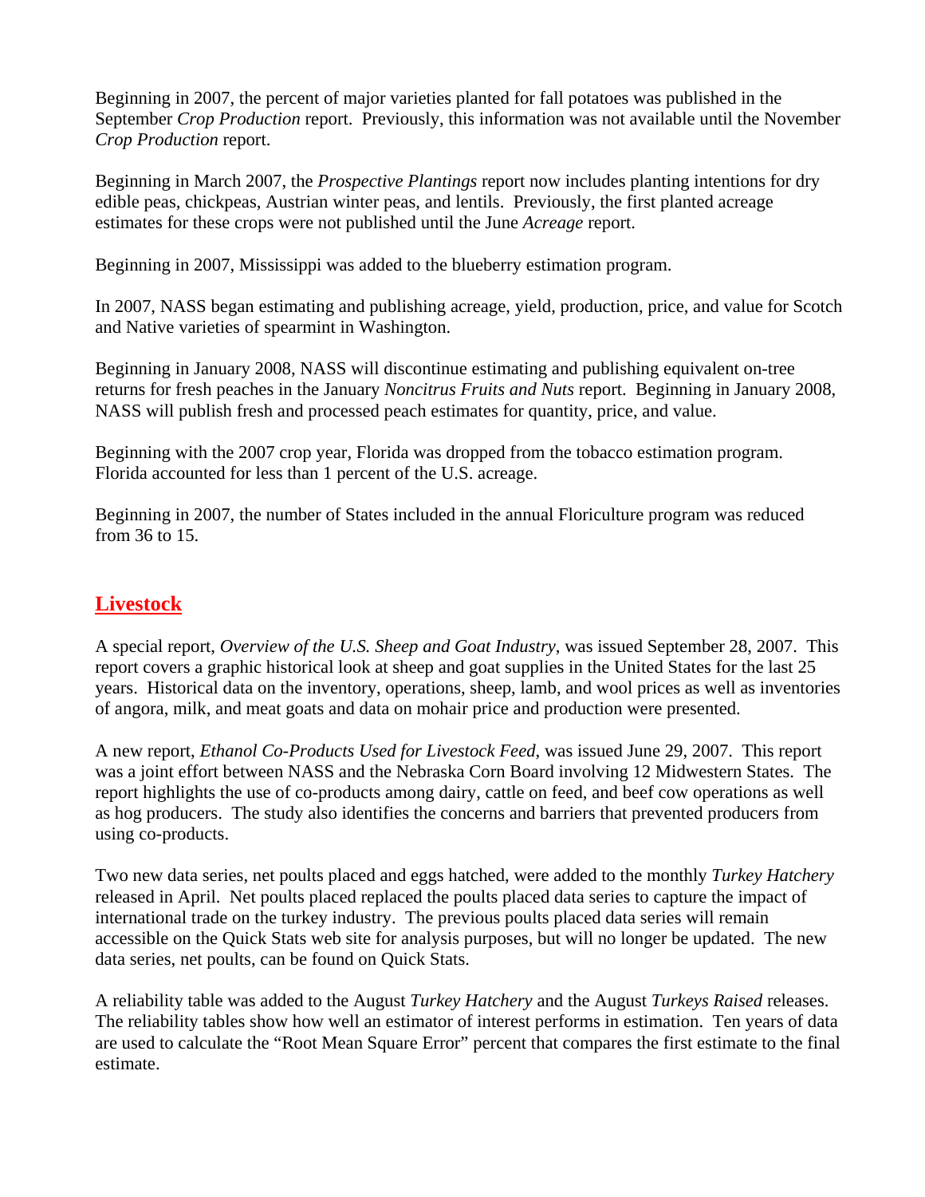Beginning in 2007, the percent of major varieties planted for fall potatoes was published in the September *Crop Production* report. Previously, this information was not available until the November *Crop Production* report.

Beginning in March 2007, the *Prospective Plantings* report now includes planting intentions for dry edible peas, chickpeas, Austrian winter peas, and lentils. Previously, the first planted acreage estimates for these crops were not published until the June *Acreage* report.

Beginning in 2007, Mississippi was added to the blueberry estimation program.

In 2007, NASS began estimating and publishing acreage, yield, production, price, and value for Scotch and Native varieties of spearmint in Washington.

Beginning in January 2008, NASS will discontinue estimating and publishing equivalent on-tree returns for fresh peaches in the January *Noncitrus Fruits and Nuts* report. Beginning in January 2008, NASS will publish fresh and processed peach estimates for quantity, price, and value.

Beginning with the 2007 crop year, Florida was dropped from the tobacco estimation program. Florida accounted for less than 1 percent of the U.S. acreage.

Beginning in 2007, the number of States included in the annual Floriculture program was reduced from 36 to 15.

## Livestock

A special report, *Overview of the U.S. Sheep and Goat Industry*, was issued September 28, 2007. This report covers a graphic historical look at sheep and goat supplies in the United States for the last 25 years. Historical data on the inventory, operations, sheep, lamb, and wool prices as well as inventories of angora, milk, and meat goats and data on mohair price and production were presented.

A new report, *Ethanol Co-Products Used for Livestock Feed*, was issued June 29, 2007. This report was a joint effort between NASS and the Nebraska Corn Board involving 12 Midwestern States. The report highlights the use of co-products among dairy, cattle on feed, and beef cow operations as well as hog producers. The study also identifies the concerns and barriers that prevented producers from using co-products.

Two new data series, net poults placed and eggs hatched, were added to the monthly *Turkey Hatchery* released in April. Net poults placed replaced the poults placed data series to capture the impact of international trade on the turkey industry. The previous poults placed data series will remain accessible on the Quick Stats web site for analysis purposes, but will no longer be updated. The new data series, net poults, can be found on Quick Stats.

A reliability table was added to the August *Turkey Hatchery* and the August *Turkeys Raised* releases. The reliability tables show how well an estimator of interest performs in estimation. Ten years of data are used to calculate the "Root Mean Square Error" percent that compares the first estimate to the final estimate.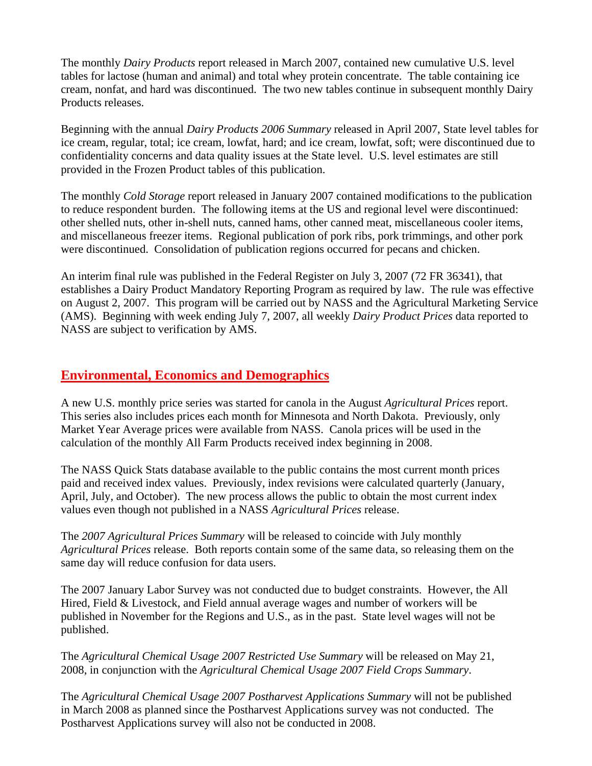The monthly *Dairy Products* report released in March 2007, contained new cumulative U.S. level tables for lactose (human and animal) and total whey protein concentrate. The table containing ice cream, nonfat, and hard was discontinued. The two new tables continue in subsequent monthly Dairy Products releases.

Beginning with the annual *Dairy Products 2006 Summary* released in April 2007, State level tables for ice cream, regular, total; ice cream, lowfat, hard; and ice cream, lowfat, soft; were discontinued due to confidentiality concerns and data quality issues at the State level. U.S. level estimates are still provided in the Frozen Product tables of this publication.

The monthly *Cold Storage* report released in January 2007 contained modifications to the publication to reduce respondent burden. The following items at the US and regional level were discontinued: other shelled nuts, other in-shell nuts, canned hams, other canned meat, miscellaneous cooler items, and miscellaneous freezer items. Regional publication of pork ribs, pork trimmings, and other pork were discontinued. Consolidation of publication regions occurred for pecans and chicken.

An interim final rule was published in the Federal Register on July 3, 2007 (72 FR 36341), that establishes a Dairy Product Mandatory Reporting Program as required by law. The rule was effective on August 2, 2007. This program will be carried out by NASS and the Agricultural Marketing Service (AMS). Beginning with week ending July 7, 2007, all weekly *Dairy Product Prices* data reported to NASS are subject to verification by AMS.

## Environmental, Economics and Demographics

A new U.S. monthly price series was started for canola in the August *Agricultural Prices* report. This series also includes prices each month for Minnesota and North Dakota. Previously, only Market Year Average prices were available from NASS. Canola prices will be used in the calculation of the monthly All Farm Products received index beginning in 2008.

The NASS Quick Stats database available to the public contains the most current month prices paid and received index values. Previously, index revisions were calculated quarterly (January, April, July, and October). The new process allows the public to obtain the most current index values even though not published in a NASS *Agricultural Prices* release.

The *2007 Agricultural Prices Summary* will be released to coincide with July monthly *Agricultural Prices* release. Both reports contain some of the same data, so releasing them on the same day will reduce confusion for data users.

The 2007 January Labor Survey was not conducted due to budget constraints. However, the All Hired, Field & Livestock, and Field annual average wages and number of workers will be published in November for the Regions and U.S., as in the past. State level wages will not be published.

The *Agricultural Chemical Usage 2007 Restricted Use Summary* will be released on May 21, 2008, in conjunction with the *Agricultural Chemical Usage 2007 Field Crops Summary*.

The *Agricultural Chemical Usage 2007 Postharvest Applications Summary* will not be published in March 2008 as planned since the Postharvest Applications survey was not conducted. The Postharvest Applications survey will also not be conducted in 2008.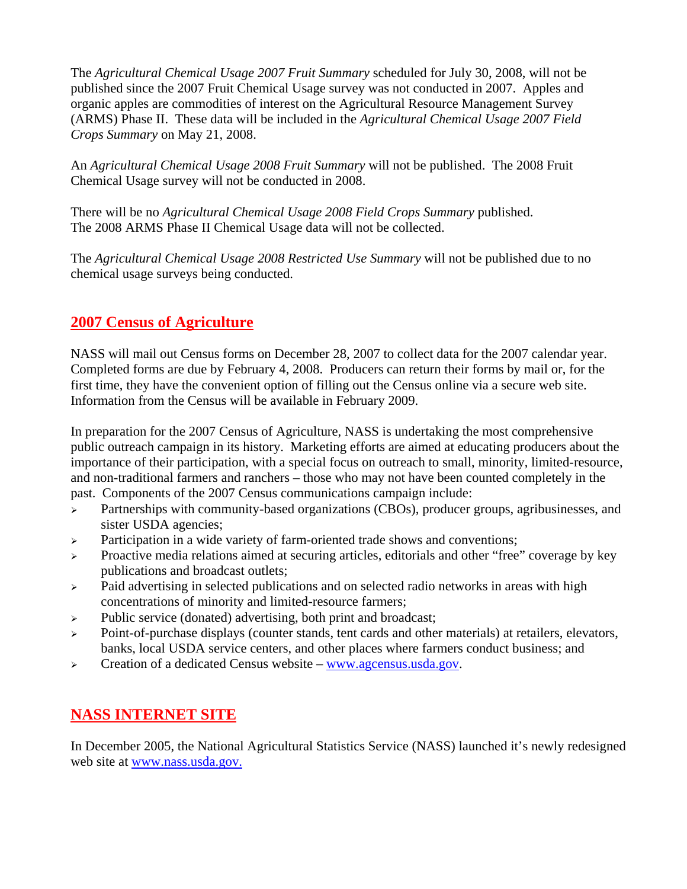The *Agricultural Chemical Usage 2007 Fruit Summary* scheduled for July 30, 2008, will not be published since the 2007 Fruit Chemical Usage survey was not conducted in 2007. Apples and organic apples are commodities of interest on the Agricultural Resource Management Survey (ARMS) Phase II. These data will be included in the *Agricultural Chemical Usage 2007 Field Crops Summary* on May 21, 2008.

An *Agricultural Chemical Usage 2008 Fruit Summary* will not be published. The 2008 Fruit Chemical Usage survey will not be conducted in 2008.

There will be no *Agricultural Chemical Usage 2008 Field Crops Summary* published. The 2008 ARMS Phase II Chemical Usage data will not be collected.

The *Agricultural Chemical Usage 2008 Restricted Use Summary* will not be published due to no chemical usage surveys being conducted.

## 2007 Census of Agriculture

NASS will mail out Census forms on December 28, 2007 to collect data for the 2007 calendar year. Completed forms are due by February 4, 2008. Producers can return their forms by mail or, for the first time, they have the convenient option of filling out the Census online via a secure web site. Information from the Census will be available in February 2009.

In preparation for the 2007 Census of Agriculture, NASS is undertaking the most comprehensive public outreach campaign in its history. Marketing efforts are aimed at educating producers about the importance of their participation, with a special focus on outreach to small, minority, limited-resource, and non-traditional farmers and ranchers – those who may not have been counted completely in the past. Components of the 2007 Census communications campaign include:

- Partnerships with community-based organizations (CBOs), producer groups, agribusinesses, and sister USDA agencies;
- Participation in a wide variety of farm-oriented trade shows and conventions;
- Proactive media relations aimed at securing articles, editorials and other "free" coverage by key publications and broadcast outlets;
- Paid advertising in selected publications and on selected radio networks in areas with high concentrations of minority and limited-resource farmers;
- Public service (donated) advertising, both print and broadcast;
- Point-of-purchase displays (counter stands, tent cards and other materials) at retailers, elevators, banks, local USDA service centers, and other places where farmers conduct business; and
- Creation of a dedicated Census website – www.agcensus.usda.gov.

## NASS INTERNET SITE

In December 2005, the National Agricultural Statistics Service (NASS) launched it's newly redesigned web site at www.nass.usda.gov.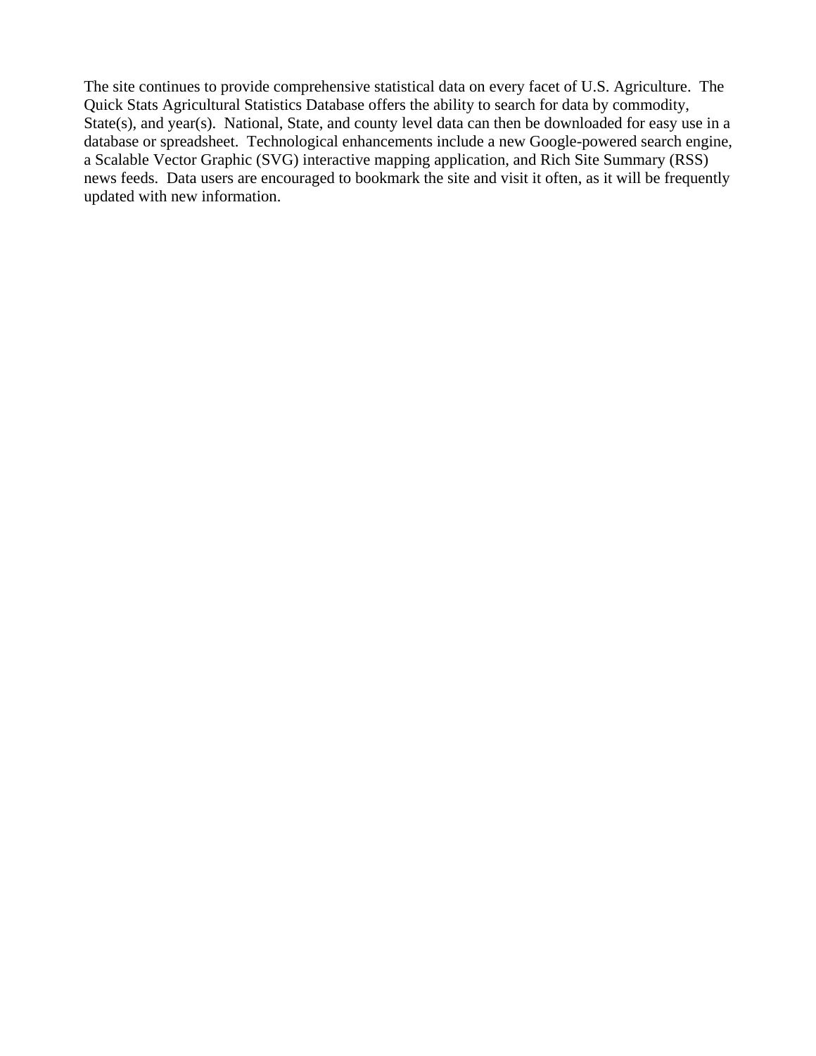The site continues to provide comprehensive statistical data on every facet of U.S. Agriculture. The Quick Stats Agricultural Statistics Database offers the ability to search for data by commodity, State(s), and year(s). National, State, and county level data can then be downloaded for easy use in a database or spreadsheet. Technological enhancements include a new Google-powered search engine, a Scalable Vector Graphic (SVG) interactive mapping application, and Rich Site Summary (RSS) news feeds. Data users are encouraged to bookmark the site and visit it often, as it will be frequently updated with new information.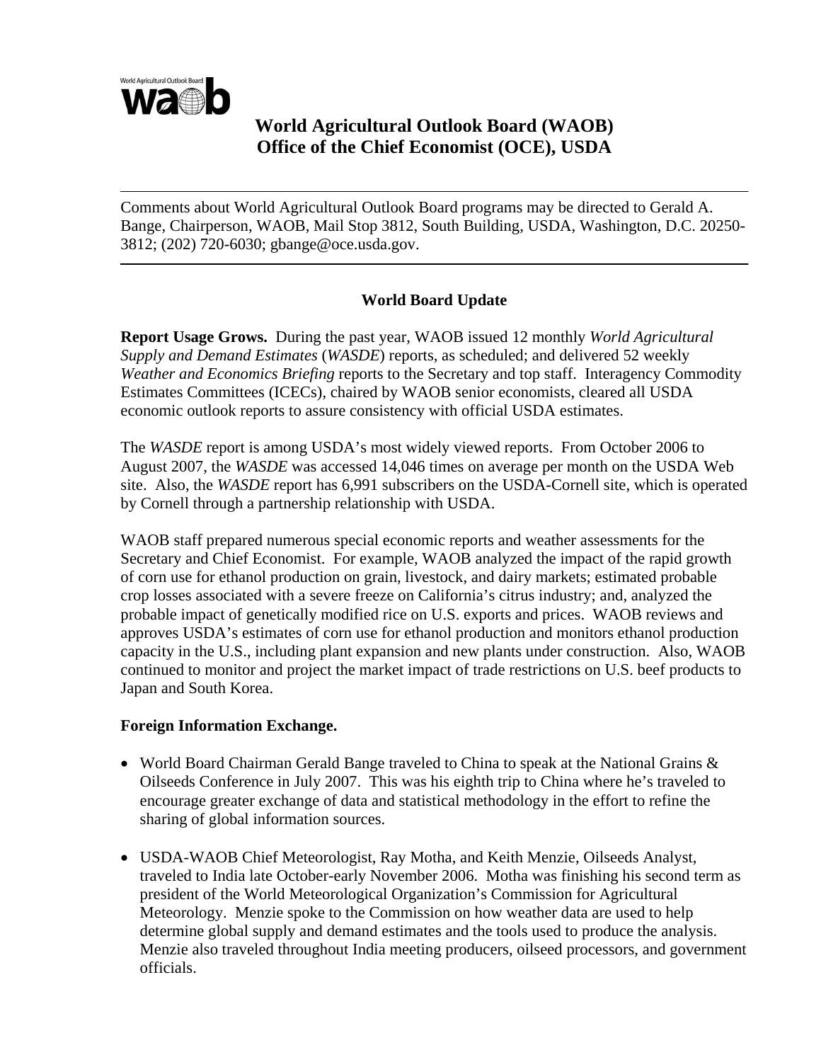World Agricultural Outlook Board

**wa b**

## World Agricultural Outlook Board (WAOB)
## Office of the Chief Economist (OCE), USDA

---

Comments about World Agricultural Outlook Board programs may be directed to Gerald A. Bange, Chairperson, WAOB, Mail Stop 3812, South Building, USDA, Washington, D.C. 20250-3812; (202) 720-6030; gbange@oce.usda.gov.

---

### World Board Update

**Report Usage Grows.** During the past year, WAOB issued 12 monthly *World Agricultural Supply and Demand Estimates* (*WASDE*) reports, as scheduled; and delivered 52 weekly *Weather and Economics Briefing* reports to the Secretary and top staff. Interagency Commodity Estimates Committees (ICECs), chaired by WAOB senior economists, cleared all USDA economic outlook reports to assure consistency with official USDA estimates.

The *WASDE* report is among USDA's most widely viewed reports. From October 2006 to August 2007, the *WASDE* was accessed 14,046 times on average per month on the USDA Web site. Also, the *WASDE* report has 6,991 subscribers on the USDA-Cornell site, which is operated by Cornell through a partnership relationship with USDA.

WAOB staff prepared numerous special economic reports and weather assessments for the Secretary and Chief Economist. For example, WAOB analyzed the impact of the rapid growth of corn use for ethanol production on grain, livestock, and dairy markets; estimated probable crop losses associated with a severe freeze on California's citrus industry; and, analyzed the probable impact of genetically modified rice on U.S. exports and prices. WAOB reviews and approves USDA's estimates of corn use for ethanol production and monitors ethanol production capacity in the U.S., including plant expansion and new plants under construction. Also, WAOB continued to monitor and project the market impact of trade restrictions on U.S. beef products to Japan and South Korea.

**Foreign Information Exchange.**

- World Board Chairman Gerald Bange traveled to China to speak at the National Grains & Oilseeds Conference in July 2007. This was his eighth trip to China where he's traveled to encourage greater exchange of data and statistical methodology in the effort to refine the sharing of global information sources.

- USDA-WAOB Chief Meteorologist, Ray Motha, and Keith Menzie, Oilseeds Analyst, traveled to India late October-early November 2006. Motha was finishing his second term as president of the World Meteorological Organization's Commission for Agricultural Meteorology. Menzie spoke to the Commission on how weather data are used to help determine global supply and demand estimates and the tools used to produce the analysis. Menzie also traveled throughout India meeting producers, oilseed processors, and government officials.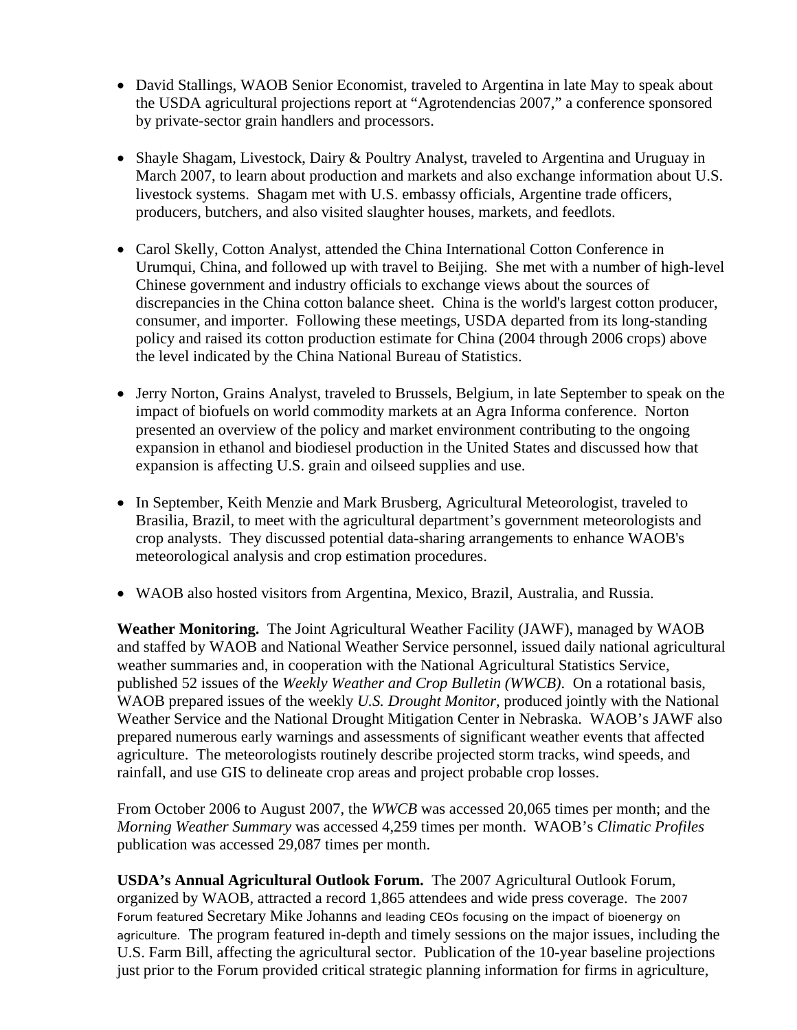- David Stallings, WAOB Senior Economist, traveled to Argentina in late May to speak about the USDA agricultural projections report at "Agrotendencias 2007," a conference sponsored by private-sector grain handlers and processors.

- Shayle Shagam, Livestock, Dairy & Poultry Analyst, traveled to Argentina and Uruguay in March 2007, to learn about production and markets and also exchange information about U.S. livestock systems. Shagam met with U.S. embassy officials, Argentine trade officers, producers, butchers, and also visited slaughter houses, markets, and feedlots.

- Carol Skelly, Cotton Analyst, attended the China International Cotton Conference in Urumqui, China, and followed up with travel to Beijing. She met with a number of high-level Chinese government and industry officials to exchange views about the sources of discrepancies in the China cotton balance sheet. China is the world's largest cotton producer, consumer, and importer. Following these meetings, USDA departed from its long-standing policy and raised its cotton production estimate for China (2004 through 2006 crops) above the level indicated by the China National Bureau of Statistics.

- Jerry Norton, Grains Analyst, traveled to Brussels, Belgium, in late September to speak on the impact of biofuels on world commodity markets at an Agra Informa conference. Norton presented an overview of the policy and market environment contributing to the ongoing expansion in ethanol and biodiesel production in the United States and discussed how that expansion is affecting U.S. grain and oilseed supplies and use.

- In September, Keith Menzie and Mark Brusberg, Agricultural Meteorologist, traveled to Brasilia, Brazil, to meet with the agricultural department's government meteorologists and crop analysts. They discussed potential data-sharing arrangements to enhance WAOB's meteorological analysis and crop estimation procedures.

- WAOB also hosted visitors from Argentina, Mexico, Brazil, Australia, and Russia.

**Weather Monitoring.** The Joint Agricultural Weather Facility (JAWF), managed by WAOB and staffed by WAOB and National Weather Service personnel, issued daily national agricultural weather summaries and, in cooperation with the National Agricultural Statistics Service, published 52 issues of the *Weekly Weather and Crop Bulletin (WWCB)*. On a rotational basis, WAOB prepared issues of the weekly *U.S. Drought Monitor*, produced jointly with the National Weather Service and the National Drought Mitigation Center in Nebraska. WAOB's JAWF also prepared numerous early warnings and assessments of significant weather events that affected agriculture. The meteorologists routinely describe projected storm tracks, wind speeds, and rainfall, and use GIS to delineate crop areas and project probable crop losses.

From October 2006 to August 2007, the *WWCB* was accessed 20,065 times per month; and the *Morning Weather Summary* was accessed 4,259 times per month. WAOB's *Climatic Profiles* publication was accessed 29,087 times per month.

**USDA's Annual Agricultural Outlook Forum.** The 2007 Agricultural Outlook Forum, organized by WAOB, attracted a record 1,865 attendees and wide press coverage. The 2007 Forum featured Secretary Mike Johanns and leading CEOs focusing on the impact of bioenergy on agriculture. The program featured in-depth and timely sessions on the major issues, including the U.S. Farm Bill, affecting the agricultural sector. Publication of the 10-year baseline projections just prior to the Forum provided critical strategic planning information for firms in agriculture,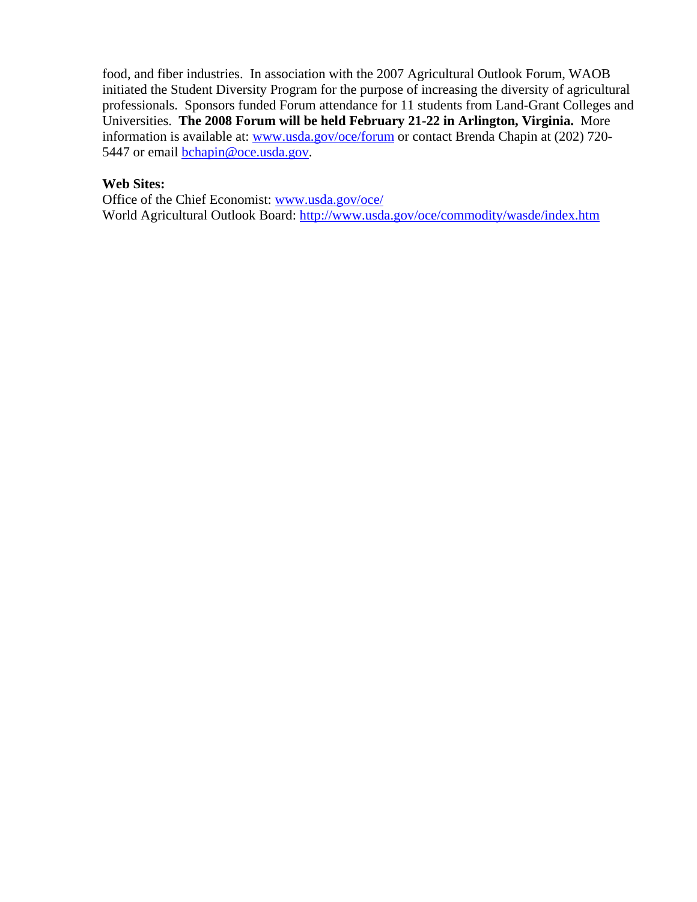food, and fiber industries.  In association with the 2007 Agricultural Outlook Forum, WAOB initiated the Student Diversity Program for the purpose of increasing the diversity of agricultural professionals.  Sponsors funded Forum attendance for 11 students from Land-Grant Colleges and Universities.  **The 2008 Forum will be held February 21-22 in Arlington, Virginia.**  More information is available at: [www.usda.gov/oce/forum](www.usda.gov/oce/forum) or contact Brenda Chapin at (202) 720-5447 or email [bchapin@oce.usda.gov](mailto:bchapin@oce.usda.gov).

**Web Sites:**
Office of the Chief Economist: [www.usda.gov/oce/](www.usda.gov/oce/)
World Agricultural Outlook Board: [http://www.usda.gov/oce/commodity/wasde/index.htm](http://www.usda.gov/oce/commodity/wasde/index.htm)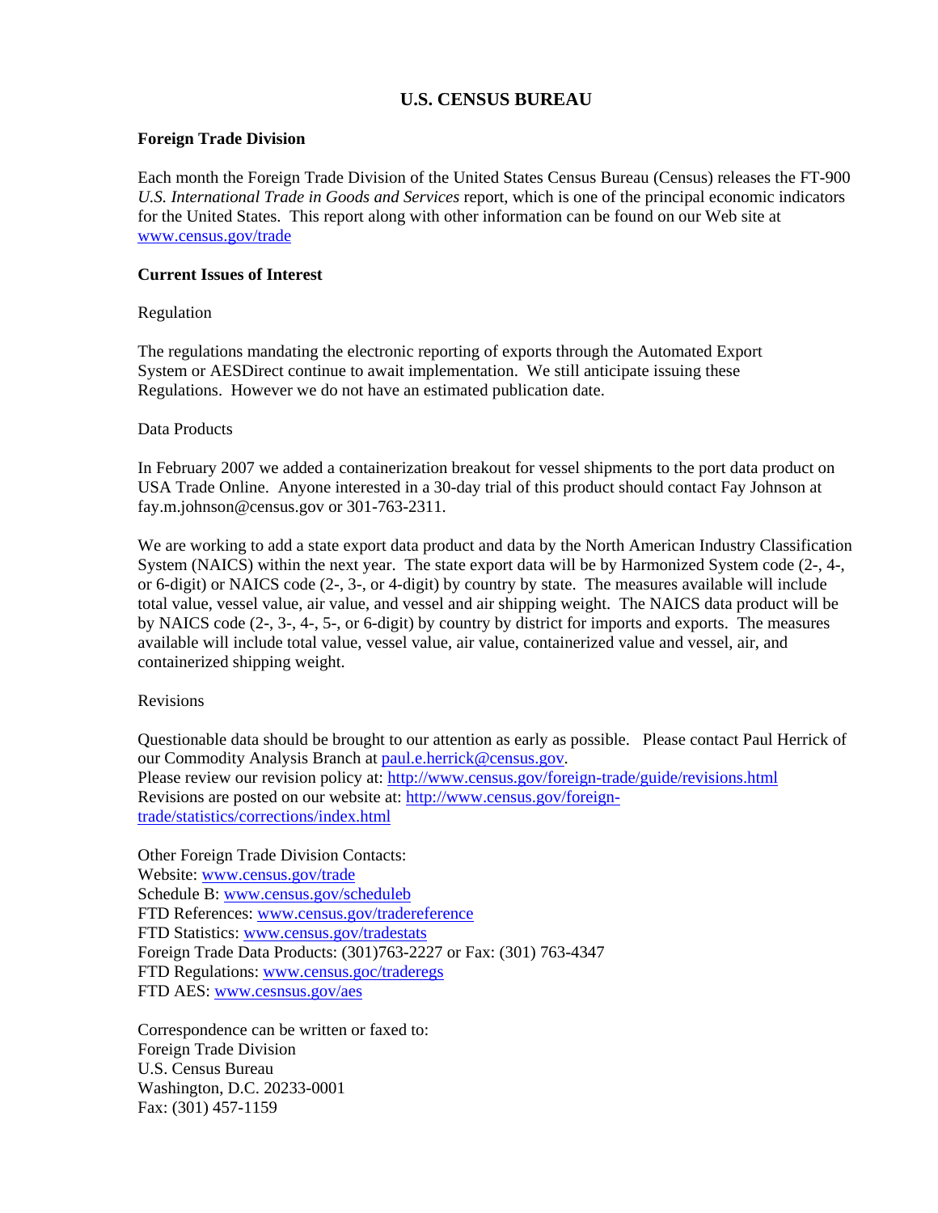# U.S. CENSUS BUREAU

**Foreign Trade Division**

Each month the Foreign Trade Division of the United States Census Bureau (Census) releases the FT-900 *U.S. International Trade in Goods and Services* report, which is one of the principal economic indicators for the United States. This report along with other information can be found on our Web site at www.census.gov/trade

**Current Issues of Interest**

Regulation

The regulations mandating the electronic reporting of exports through the Automated Export System or AESDirect continue to await implementation. We still anticipate issuing these Regulations. However we do not have an estimated publication date.

Data Products

In February 2007 we added a containerization breakout for vessel shipments to the port data product on USA Trade Online. Anyone interested in a 30-day trial of this product should contact Fay Johnson at fay.m.johnson@census.gov or 301-763-2311.

We are working to add a state export data product and data by the North American Industry Classification System (NAICS) within the next year. The state export data will be by Harmonized System code (2-, 4-, or 6-digit) or NAICS code (2-, 3-, or 4-digit) by country by state. The measures available will include total value, vessel value, air value, and vessel and air shipping weight. The NAICS data product will be by NAICS code (2-, 3-, 4-, 5-, or 6-digit) by country by district for imports and exports. The measures available will include total value, vessel value, air value, containerized value and vessel, air, and containerized shipping weight.

Revisions

Questionable data should be brought to our attention as early as possible. Please contact Paul Herrick of our Commodity Analysis Branch at paul.e.herrick@census.gov.
Please review our revision policy at: http://www.census.gov/foreign-trade/guide/revisions.html
Revisions are posted on our website at: http://www.census.gov/foreign-trade/statistics/corrections/index.html

Other Foreign Trade Division Contacts:
Website: www.census.gov/trade
Schedule B: www.census.gov/scheduleb
FTD References: www.census.gov/tradereference
FTD Statistics: www.census.gov/tradestats
Foreign Trade Data Products: (301)763-2227 or Fax: (301) 763-4347
FTD Regulations: www.census.goc/traderegs
FTD AES: www.cesnsus.gov/aes

Correspondence can be written or faxed to:
Foreign Trade Division
U.S. Census Bureau
Washington, D.C. 20233-0001
Fax: (301) 457-1159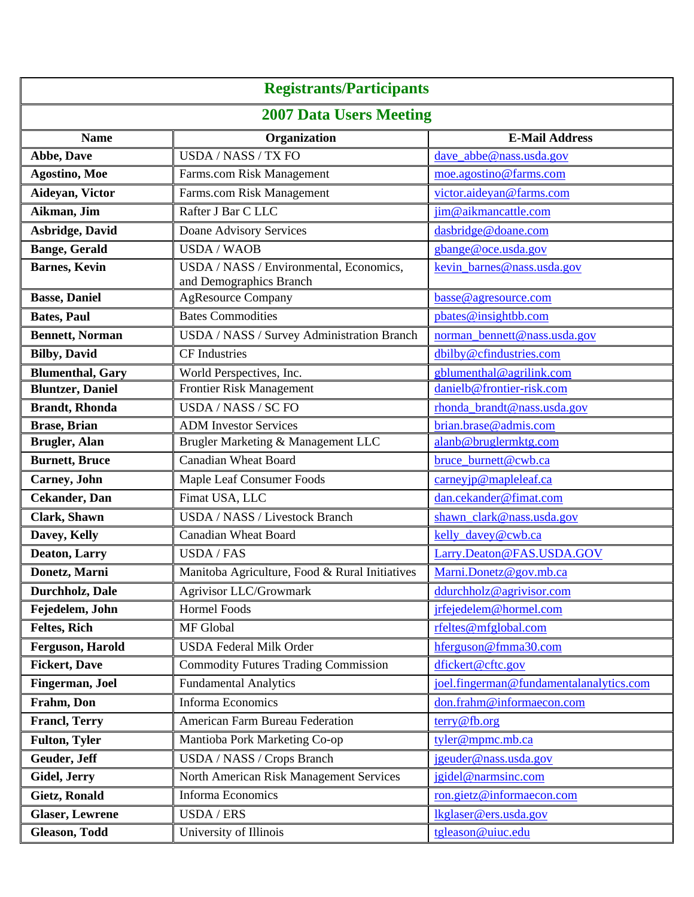| Registrants/Participants | | |
|---|---|---|
| **2007 Data Users Meeting** | | |
| **Name** | **Organization** | **E-Mail Address** |
| **Abbe, Dave** | USDA / NASS / TX FO | dave_abbe@nass.usda.gov |
| **Agostino, Moe** | Farms.com Risk Management | moe.agostino@farms.com |
| **Aideyan, Victor** | Farms.com Risk Management | victor.aideyan@farms.com |
| **Aikman, Jim** | Rafter J Bar C LLC | jim@aikmancattle.com |
| **Asbridge, David** | Doane Advisory Services | dasbridge@doane.com |
| **Bange, Gerald** | USDA / WAOB | gbange@oce.usda.gov |
| **Barnes, Kevin** | USDA / NASS / Environmental, Economics, and Demographics Branch | kevin_barnes@nass.usda.gov |
| **Basse, Daniel** | AgResource Company | basse@agresource.com |
| **Bates, Paul** | Bates Commodities | pbates@insightbb.com |
| **Bennett, Norman** | USDA / NASS / Survey Administration Branch | norman_bennett@nass.usda.gov |
| **Bilby, David** | CF Industries | dbilby@cfindustries.com |
| **Blumenthal, Gary** | World Perspectives, Inc. | gblumenthal@agrilink.com |
| **Bluntzer, Daniel** | Frontier Risk Management | danielb@frontier-risk.com |
| **Brandt, Rhonda** | USDA / NASS / SC FO | rhonda_brandt@nass.usda.gov |
| **Brase, Brian** | ADM Investor Services | brian.brase@admis.com |
| **Brugler, Alan** | Brugler Marketing & Management LLC | alanb@bruglermktg.com |
| **Burnett, Bruce** | Canadian Wheat Board | bruce_burnett@cwb.ca |
| **Carney, John** | Maple Leaf Consumer Foods | carneyjp@mapleleaf.ca |
| **Cekander, Dan** | Fimat USA, LLC | dan.cekander@fimat.com |
| **Clark, Shawn** | USDA / NASS / Livestock Branch | shawn_clark@nass.usda.gov |
| **Davey, Kelly** | Canadian Wheat Board | kelly_davey@cwb.ca |
| **Deaton, Larry** | USDA / FAS | Larry.Deaton@FAS.USDA.GOV |
| **Donetz, Marni** | Manitoba Agriculture, Food & Rural Initiatives | Marni.Donetz@gov.mb.ca |
| **Durchholz, Dale** | Agrivisor LLC/Growmark | ddurchholz@agrivisor.com |
| **Fejedelem, John** | Hormel Foods | jrfejedelem@hormel.com |
| **Feltes, Rich** | MF Global | rfeltes@mfglobal.com |
| **Ferguson, Harold** | USDA Federal Milk Order | hferguson@fmma30.com |
| **Fickert, Dave** | Commodity Futures Trading Commission | dfickert@cftc.gov |
| **Fingerman, Joel** | Fundamental Analytics | joel.fingerman@fundamentalanalytics.com |
| **Frahm, Don** | Informa Economics | don.frahm@informaecon.com |
| **Francl, Terry** | American Farm Bureau Federation | terry@fb.org |
| **Fulton, Tyler** | Mantioba Pork Marketing Co-op | tyler@mpmc.mb.ca |
| **Geuder, Jeff** | USDA / NASS / Crops Branch | jgeuder@nass.usda.gov |
| **Gidel, Jerry** | North American Risk Management Services | jgidel@narmsinc.com |
| **Gietz, Ronald** | Informa Economics | ron.gietz@informaecon.com |
| **Glaser, Lewrene** | USDA / ERS | lkglaser@ers.usda.gov |
| **Gleason, Todd** | University of Illinois | tgleason@uiuc.edu |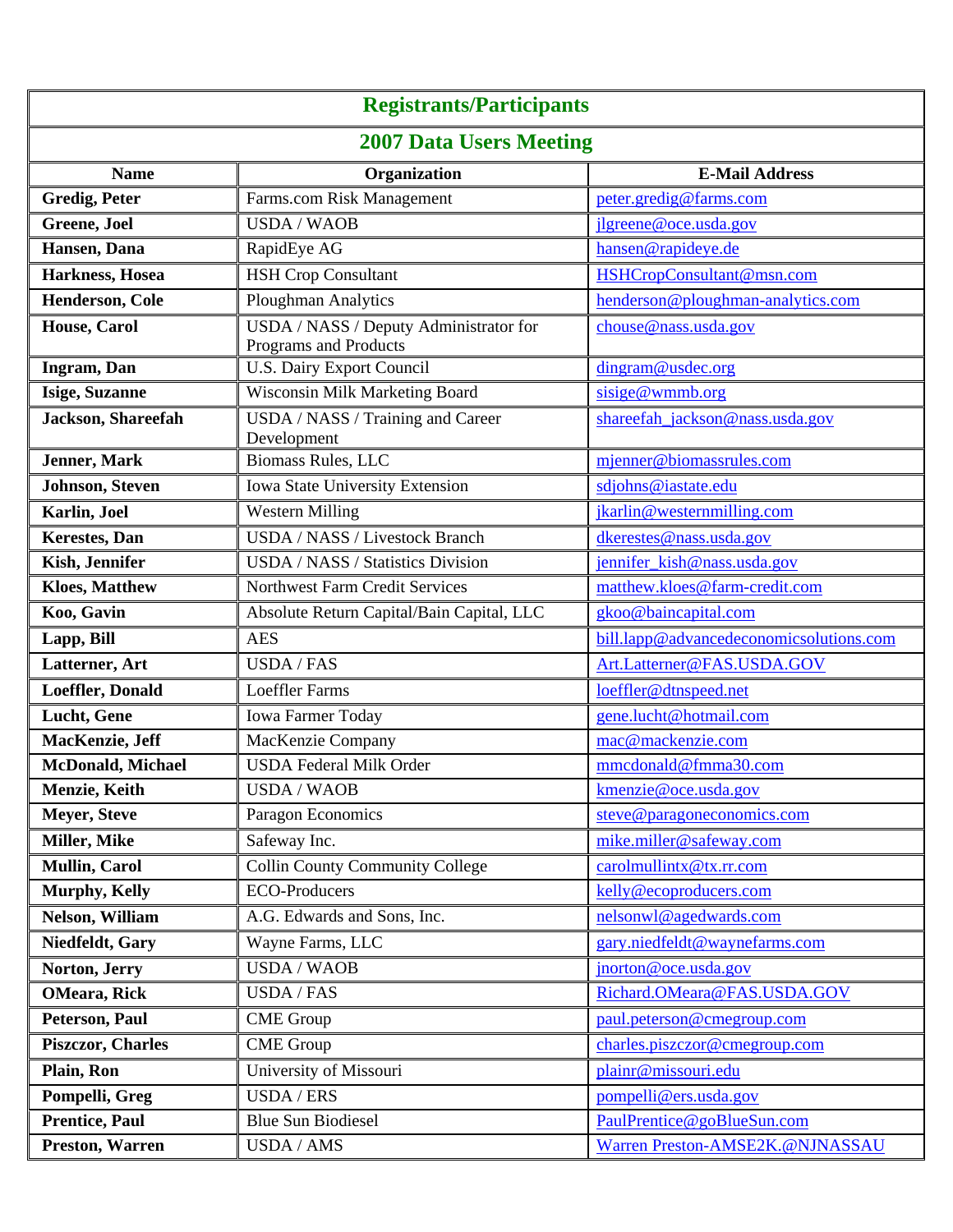# Registrants/Participants

## 2007 Data Users Meeting

| Name | Organization | E-Mail Address |
|---|---|---|
| **Gredig, Peter** | Farms.com Risk Management | peter.gredig@farms.com |
| **Greene, Joel** | USDA / WAOB | jlgreene@oce.usda.gov |
| **Hansen, Dana** | RapidEye AG | hansen@rapideye.de |
| **Harkness, Hosea** | HSH Crop Consultant | HSHCropConsultant@msn.com |
| **Henderson, Cole** | Ploughman Analytics | henderson@ploughman-analytics.com |
| **House, Carol** | USDA / NASS / Deputy Administrator for Programs and Products | chouse@nass.usda.gov |
| **Ingram, Dan** | U.S. Dairy Export Council | dingram@usdec.org |
| **Isige, Suzanne** | Wisconsin Milk Marketing Board | sisige@wmmb.org |
| **Jackson, Shareefah** | USDA / NASS / Training and Career Development | shareefah_jackson@nass.usda.gov |
| **Jenner, Mark** | Biomass Rules, LLC | mjenner@biomassrules.com |
| **Johnson, Steven** | Iowa State University Extension | sdjohns@iastate.edu |
| **Karlin, Joel** | Western Milling | jkarlin@westernmilling.com |
| **Kerestes, Dan** | USDA / NASS / Livestock Branch | dkerestes@nass.usda.gov |
| **Kish, Jennifer** | USDA / NASS / Statistics Division | jennifer_kish@nass.usda.gov |
| **Kloes, Matthew** | Northwest Farm Credit Services | matthew.kloes@farm-credit.com |
| **Koo, Gavin** | Absolute Return Capital/Bain Capital, LLC | gkoo@baincapital.com |
| **Lapp, Bill** | AES | bill.lapp@advancedeconomicsolutions.com |
| **Latterner, Art** | USDA / FAS | Art.Latterner@FAS.USDA.GOV |
| **Loeffler, Donald** | Loeffler Farms | loeffler@dtnspeed.net |
| **Lucht, Gene** | Iowa Farmer Today | gene.lucht@hotmail.com |
| **MacKenzie, Jeff** | MacKenzie Company | mac@mackenzie.com |
| **McDonald, Michael** | USDA Federal Milk Order | mmcdonald@fmma30.com |
| **Menzie, Keith** | USDA / WAOB | kmenzie@oce.usda.gov |
| **Meyer, Steve** | Paragon Economics | steve@paragoneconomics.com |
| **Miller, Mike** | Safeway Inc. | mike.miller@safeway.com |
| **Mullin, Carol** | Collin County Community College | carolmullintx@tx.rr.com |
| **Murphy, Kelly** | ECO-Producers | kelly@ecoproducers.com |
| **Nelson, William** | A.G. Edwards and Sons, Inc. | nelsonwl@agedwards.com |
| **Niedfeldt, Gary** | Wayne Farms, LLC | gary.niedfeldt@waynefarms.com |
| **Norton, Jerry** | USDA / WAOB | jnorton@oce.usda.gov |
| **OMeara, Rick** | USDA / FAS | Richard.OMeara@FAS.USDA.GOV |
| **Peterson, Paul** | CME Group | paul.peterson@cmegroup.com |
| **Piszczor, Charles** | CME Group | charles.piszczor@cmegroup.com |
| **Plain, Ron** | University of Missouri | plainr@missouri.edu |
| **Pompelli, Greg** | USDA / ERS | pompelli@ers.usda.gov |
| **Prentice, Paul** | Blue Sun Biodiesel | PaulPrentice@goBlueSun.com |
| **Preston, Warren** | USDA / AMS | Warren Preston-AMSE2K.@NJNASSAU |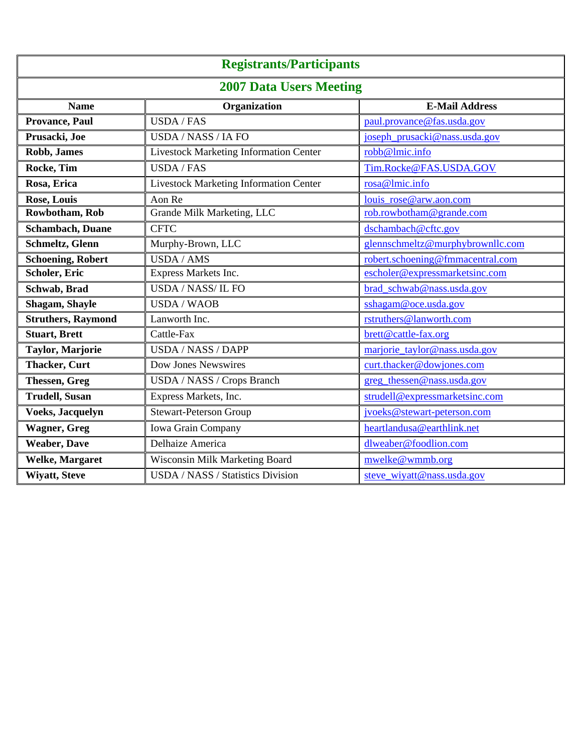## Registrants/Participants

## 2007 Data Users Meeting

| Name | Organization | E-Mail Address |
|---|---|---|
| **Provance, Paul** | USDA / FAS | paul.provance@fas.usda.gov |
| **Prusacki, Joe** | USDA / NASS / IA FO | joseph_prusacki@nass.usda.gov |
| **Robb, James** | Livestock Marketing Information Center | robb@lmic.info |
| **Rocke, Tim** | USDA / FAS | Tim.Rocke@FAS.USDA.GOV |
| **Rosa, Erica** | Livestock Marketing Information Center | rosa@lmic.info |
| **Rose, Louis** | Aon Re | louis_rose@arw.aon.com |
| **Rowbotham, Rob** | Grande Milk Marketing, LLC | rob.rowbotham@grande.com |
| **Schambach, Duane** | CFTC | dschambach@cftc.gov |
| **Schmeltz, Glenn** | Murphy-Brown, LLC | glennschmeltz@murphybrownllc.com |
| **Schoening, Robert** | USDA / AMS | robert.schoening@fmmacentral.com |
| **Scholer, Eric** | Express Markets Inc. | escholer@expressmarketsinc.com |
| **Schwab, Brad** | USDA / NASS/ IL FO | brad_schwab@nass.usda.gov |
| **Shagam, Shayle** | USDA / WAOB | sshagam@oce.usda.gov |
| **Struthers, Raymond** | Lanworth Inc. | rstruthers@lanworth.com |
| **Stuart, Brett** | Cattle-Fax | brett@cattle-fax.org |
| **Taylor, Marjorie** | USDA / NASS / DAPP | marjorie_taylor@nass.usda.gov |
| **Thacker, Curt** | Dow Jones Newswires | curt.thacker@dowjones.com |
| **Thessen, Greg** | USDA / NASS / Crops Branch | greg_thessen@nass.usda.gov |
| **Trudell, Susan** | Express Markets, Inc. | strudell@expressmarketsinc.com |
| **Voeks, Jacquelyn** | Stewart-Peterson Group | jvoeks@stewart-peterson.com |
| **Wagner, Greg** | Iowa Grain Company | heartlandusa@earthlink.net |
| **Weaber, Dave** | Delhaize America | dlweaber@foodlion.com |
| **Welke, Margaret** | Wisconsin Milk Marketing Board | mwelke@wmmb.org |
| **Wiyatt, Steve** | USDA / NASS / Statistics Division | steve_wiyatt@nass.usda.gov |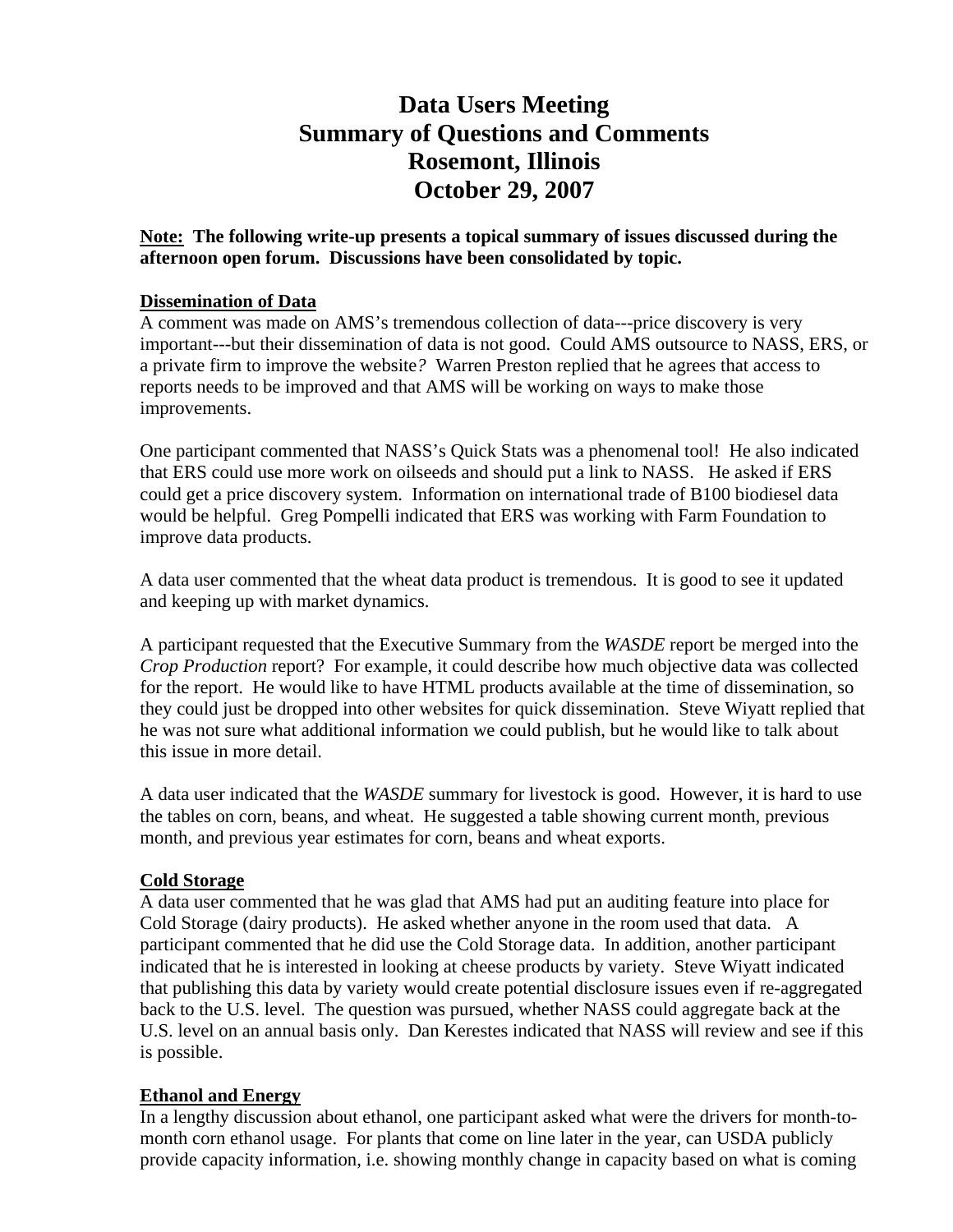# Data Users Meeting
# Summary of Questions and Comments
# Rosemont, Illinois
# October 29, 2007

**Note: The following write-up presents a topical summary of issues discussed during the afternoon open forum. Discussions have been consolidated by topic.**

## Dissemination of Data

A comment was made on AMS's tremendous collection of data---price discovery is very important---but their dissemination of data is not good. Could AMS outsource to NASS, ERS, or a private firm to improve the website*?* Warren Preston replied that he agrees that access to reports needs to be improved and that AMS will be working on ways to make those improvements.

One participant commented that NASS's Quick Stats was a phenomenal tool! He also indicated that ERS could use more work on oilseeds and should put a link to NASS. He asked if ERS could get a price discovery system. Information on international trade of B100 biodiesel data would be helpful. Greg Pompelli indicated that ERS was working with Farm Foundation to improve data products.

A data user commented that the wheat data product is tremendous. It is good to see it updated and keeping up with market dynamics.

A participant requested that the Executive Summary from the *WASDE* report be merged into the *Crop Production* report? For example, it could describe how much objective data was collected for the report. He would like to have HTML products available at the time of dissemination, so they could just be dropped into other websites for quick dissemination. Steve Wiyatt replied that he was not sure what additional information we could publish, but he would like to talk about this issue in more detail.

A data user indicated that the *WASDE* summary for livestock is good. However, it is hard to use the tables on corn, beans, and wheat. He suggested a table showing current month, previous month, and previous year estimates for corn, beans and wheat exports.

## Cold Storage

A data user commented that he was glad that AMS had put an auditing feature into place for Cold Storage (dairy products). He asked whether anyone in the room used that data. A participant commented that he did use the Cold Storage data. In addition, another participant indicated that he is interested in looking at cheese products by variety. Steve Wiyatt indicated that publishing this data by variety would create potential disclosure issues even if re-aggregated back to the U.S. level. The question was pursued, whether NASS could aggregate back at the U.S. level on an annual basis only. Dan Kerestes indicated that NASS will review and see if this is possible.

## Ethanol and Energy

In a lengthy discussion about ethanol, one participant asked what were the drivers for month-to-month corn ethanol usage. For plants that come on line later in the year, can USDA publicly provide capacity information, i.e. showing monthly change in capacity based on what is coming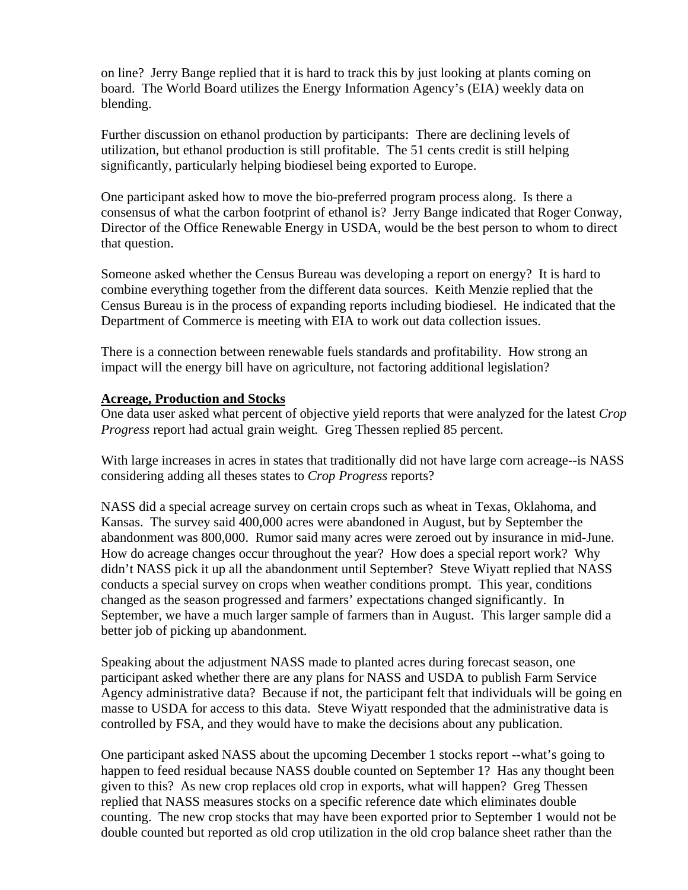on line? Jerry Bange replied that it is hard to track this by just looking at plants coming on board. The World Board utilizes the Energy Information Agency's (EIA) weekly data on blending.

Further discussion on ethanol production by participants: There are declining levels of utilization, but ethanol production is still profitable. The 51 cents credit is still helping significantly, particularly helping biodiesel being exported to Europe.

One participant asked how to move the bio-preferred program process along. Is there a consensus of what the carbon footprint of ethanol is? Jerry Bange indicated that Roger Conway, Director of the Office Renewable Energy in USDA, would be the best person to whom to direct that question.

Someone asked whether the Census Bureau was developing a report on energy? It is hard to combine everything together from the different data sources. Keith Menzie replied that the Census Bureau is in the process of expanding reports including biodiesel. He indicated that the Department of Commerce is meeting with EIA to work out data collection issues.

There is a connection between renewable fuels standards and profitability. How strong an impact will the energy bill have on agriculture, not factoring additional legislation?

**Acreage, Production and Stocks**

One data user asked what percent of objective yield reports that were analyzed for the latest *Crop Progress* report had actual grain weight. Greg Thessen replied 85 percent.

With large increases in acres in states that traditionally did not have large corn acreage--is NASS considering adding all theses states to *Crop Progress* reports?

NASS did a special acreage survey on certain crops such as wheat in Texas, Oklahoma, and Kansas. The survey said 400,000 acres were abandoned in August, but by September the abandonment was 800,000. Rumor said many acres were zeroed out by insurance in mid-June. How do acreage changes occur throughout the year? How does a special report work? Why didn't NASS pick it up all the abandonment until September? Steve Wiyatt replied that NASS conducts a special survey on crops when weather conditions prompt. This year, conditions changed as the season progressed and farmers' expectations changed significantly. In September, we have a much larger sample of farmers than in August. This larger sample did a better job of picking up abandonment.

Speaking about the adjustment NASS made to planted acres during forecast season, one participant asked whether there are any plans for NASS and USDA to publish Farm Service Agency administrative data? Because if not, the participant felt that individuals will be going en masse to USDA for access to this data. Steve Wiyatt responded that the administrative data is controlled by FSA, and they would have to make the decisions about any publication.

One participant asked NASS about the upcoming December 1 stocks report --what's going to happen to feed residual because NASS double counted on September 1? Has any thought been given to this? As new crop replaces old crop in exports, what will happen? Greg Thessen replied that NASS measures stocks on a specific reference date which eliminates double counting. The new crop stocks that may have been exported prior to September 1 would not be double counted but reported as old crop utilization in the old crop balance sheet rather than the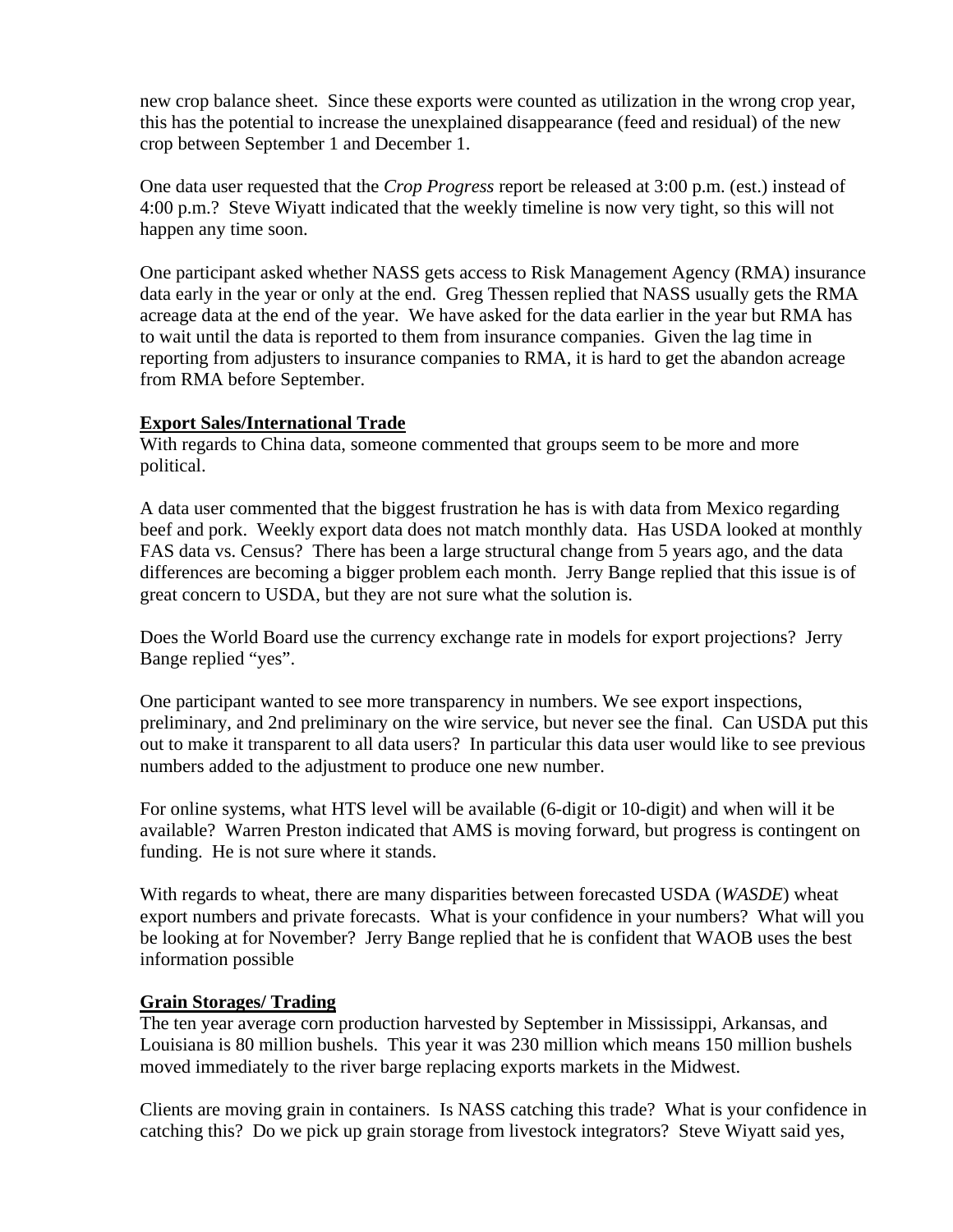new crop balance sheet. Since these exports were counted as utilization in the wrong crop year, this has the potential to increase the unexplained disappearance (feed and residual) of the new crop between September 1 and December 1.

One data user requested that the *Crop Progress* report be released at 3:00 p.m. (est.) instead of 4:00 p.m.? Steve Wiyatt indicated that the weekly timeline is now very tight, so this will not happen any time soon.

One participant asked whether NASS gets access to Risk Management Agency (RMA) insurance data early in the year or only at the end. Greg Thessen replied that NASS usually gets the RMA acreage data at the end of the year. We have asked for the data earlier in the year but RMA has to wait until the data is reported to them from insurance companies. Given the lag time in reporting from adjusters to insurance companies to RMA, it is hard to get the abandon acreage from RMA before September.

## Export Sales/International Trade

With regards to China data, someone commented that groups seem to be more and more political.

A data user commented that the biggest frustration he has is with data from Mexico regarding beef and pork. Weekly export data does not match monthly data. Has USDA looked at monthly FAS data vs. Census? There has been a large structural change from 5 years ago, and the data differences are becoming a bigger problem each month. Jerry Bange replied that this issue is of great concern to USDA, but they are not sure what the solution is.

Does the World Board use the currency exchange rate in models for export projections? Jerry Bange replied "yes".

One participant wanted to see more transparency in numbers. We see export inspections, preliminary, and 2nd preliminary on the wire service, but never see the final. Can USDA put this out to make it transparent to all data users? In particular this data user would like to see previous numbers added to the adjustment to produce one new number.

For online systems, what HTS level will be available (6-digit or 10-digit) and when will it be available? Warren Preston indicated that AMS is moving forward, but progress is contingent on funding. He is not sure where it stands.

With regards to wheat, there are many disparities between forecasted USDA (*WASDE*) wheat export numbers and private forecasts. What is your confidence in your numbers? What will you be looking at for November? Jerry Bange replied that he is confident that WAOB uses the best information possible

## Grain Storages/ Trading

The ten year average corn production harvested by September in Mississippi, Arkansas, and Louisiana is 80 million bushels. This year it was 230 million which means 150 million bushels moved immediately to the river barge replacing exports markets in the Midwest.

Clients are moving grain in containers. Is NASS catching this trade? What is your confidence in catching this? Do we pick up grain storage from livestock integrators? Steve Wiyatt said yes,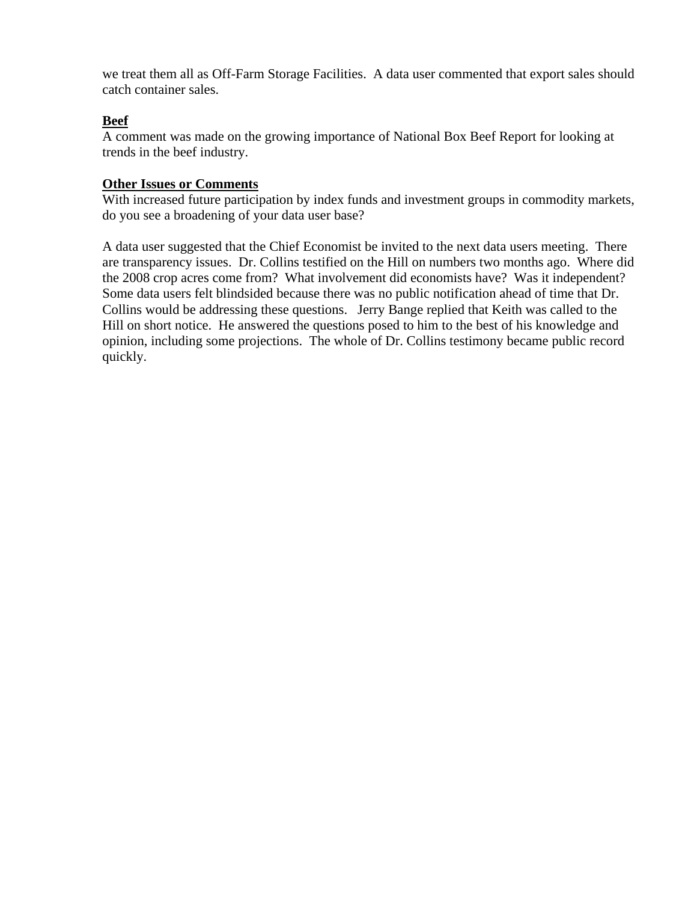we treat them all as Off-Farm Storage Facilities. A data user commented that export sales should catch container sales.

**Beef**

A comment was made on the growing importance of National Box Beef Report for looking at trends in the beef industry.

**Other Issues or Comments**

With increased future participation by index funds and investment groups in commodity markets, do you see a broadening of your data user base?

A data user suggested that the Chief Economist be invited to the next data users meeting. There are transparency issues. Dr. Collins testified on the Hill on numbers two months ago. Where did the 2008 crop acres come from? What involvement did economists have? Was it independent? Some data users felt blindsided because there was no public notification ahead of time that Dr. Collins would be addressing these questions. Jerry Bange replied that Keith was called to the Hill on short notice. He answered the questions posed to him to the best of his knowledge and opinion, including some projections. The whole of Dr. Collins testimony became public record quickly.